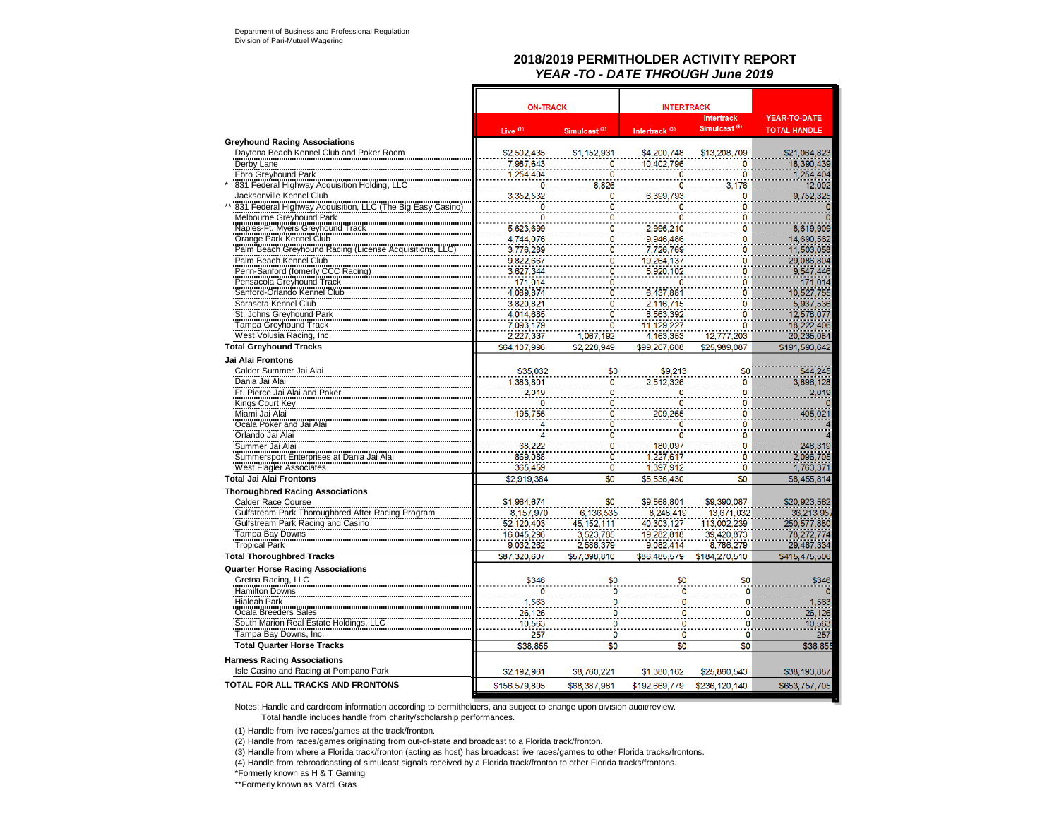Department of Business and Professional Regulation
Division of Pari-Mutuel Wagering

# 2018/2019 PERMITHOLDER ACTIVITY REPORT
## *YEAR -TO - DATE THROUGH June 2019*

| | ON-TRACK | | INTERTRACK | | |
|---|---|---|---|---|---|
| | Live [1] | Simulcast [2] | Intertrack [3] | Intertrack Simulcast [4] | YEAR-TO-DATE TOTAL HANDLE |
| **Greyhound Racing Associations** | | | | | |
| Daytona Beach Kennel Club and Poker Room | $2,502,435 | $1,152,931 | $4,200,748 | $13,208,709 | $21,064,823 |
| Derby Lane | 7,987,643 | 0 | 10,402,796 | 0 | 18,390,439 |
| Ebro Greyhound Park | 1,254,404 | 0 | 0 | 0 | 1,254,404 |
| * 831 Federal Highway Acquisition Holding, LLC | 0 | 8,826 | 0 | 3,176 | 12,002 |
| Jacksonville Kennel Club | 3,352,532 | 0 | 6,399,793 | 0 | 9,752,325 |
| ** 831 Federal Highway Acquisition, LLC (The Big Easy Casino) | 0 | 0 | 0 | 0 | 0 |
| Melbourne Greyhound Park | 0 | 0 | 0 | 0 | 0 |
| Naples-Ft. Myers Greyhound Track | 5,623,699 | 0 | 2,996,210 | 0 | 8,619,909 |
| Orange Park Kennel Club | 4,744,076 | 0 | 9,946,486 | 0 | 14,690,562 |
| Palm Beach Greyhound Racing (License Acquisitions, LLC) | 3,776,289 | 0 | 7,726,769 | 0 | 11,503,058 |
| Palm Beach Kennel Club | 9,822,667 | 0 | 19,264,137 | 0 | 29,086,804 |
| Penn-Sanford (fomerly CCC Racing) | 3,627,344 | 0 | 5,920,102 | 0 | 9,547,446 |
| Pensacola Greyhound Track | 171,014 | 0 | 0 | 0 | 171,014 |
| Sanford-Orlando Kennel Club | 4,089,874 | 0 | 6,437,881 | 0 | 10,527,755 |
| Sarasota Kennel Club | 3,820,821 | 0 | 2,116,715 | 0 | 5,937,536 |
| St. Johns Greyhound Park | 4,014,685 | 0 | 8,563,392 | 0 | 12,578,077 |
| Tampa Greyhound Track | 7,093,179 | 0 | 11,129,227 | 0 | 18,222,406 |
| West Volusia Racing, Inc. | 2,227,337 | 1,067,192 | 4,163,353 | 12,777,203 | 20,235,084 |
| **Total Greyhound Tracks** | $64,107,998 | $2,228,949 | $99,267,608 | $25,989,087 | $191,593,642 |
| **Jai Alai Frontons** | | | | | |
| Calder Summer Jai Alai | $35,032 | $0 | $9,213 | $0 | $44,245 |
| Dania Jai Alai | 1,383,801 | 0 | 2,512,326 | 0 | 3,896,128 |
| Ft. Pierce Jai Alai and Poker | 2,019 | 0 | 0 | 0 | 2,019 |
| Kings Court Key | 0 | 0 | 0 | 0 | 0 |
| Miami Jai Alai | 195,756 | 0 | 209,265 | 0 | 405,021 |
| Ocala Poker and Jai Alai | 4 | 0 | 0 | 0 | 4 |
| Orlando Jai Alai | 4 | 0 | 0 | 0 | 4 |
| Summer Jai Alai | 68,222 | 0 | 180,097 | 0 | 248,319 |
| Summersport Enterprises at Dania Jai Alai | 869,088 | 0 | 1,227,617 | 0 | 2,096,705 |
| West Flagler Associates | 365,459 | 0 | 1,397,912 | 0 | 1,763,371 |
| **Total Jai Alai Frontons** | $2,919,384 | $0 | $5,536,430 | $0 | $8,455,814 |
| **Thoroughbred Racing Associations** | | | | | |
| Calder Race Course | $1,964,674 | $0 | $9,568,801 | $9,390,087 | $20,923,562 |
| Gulfstream Park Thoroughbred After Racing Program | 8,157,970 | 6,136,535 | 8,248,419 | 13,671,032 | 36,213,957 |
| Gulfstream Park Racing and Casino | 52,120,403 | 45,152,111 | 40,303,127 | 113,002,239 | 250,577,880 |
| Tampa Bay Downs | 16,045,298 | 3,523,785 | 19,282,818 | 39,420,873 | 78,272,774 |
| Tropical Park | 9,032,262 | 2,586,379 | 9,082,414 | 8,786,279 | 29,487,334 |
| **Total Thoroughbred Tracks** | $87,320,607 | $57,398,810 | $86,485,579 | $184,270,510 | $415,475,506 |
| **Quarter Horse Racing Associations** | | | | | |
| Gretna Racing, LLC | $346 | $0 | $0 | $0 | $346 |
| Hamilton Downs | 0 | 0 | 0 | 0 | 0 |
| Hialeah Park | 1,563 | 0 | 0 | 0 | 1,563 |
| Ocala Breeders Sales | 26,126 | 0 | 0 | 0 | 26,126 |
| South Marion Real Estate Holdings, LLC | 10,563 | 0 | 0 | 0 | 10,563 |
| Tampa Bay Downs, Inc. | 257 | 0 | 0 | 0 | 257 |
| **Total Quarter Horse Tracks** | $38,855 | $0 | $0 | $0 | $38,855 |
| **Harness Racing Associations** | | | | | |
| Isle Casino and Racing at Pompano Park | $2,192,961 | $8,760,221 | $1,380,162 | $25,860,543 | $38,193,887 |
| **TOTAL FOR ALL TRACKS AND FRONTONS** | $156,579,805 | $68,387,981 | $192,669,779 | $236,120,140 | $653,757,705 |

Notes: Handle and cardroom information according to permitholders, and subject to change upon division audit/review.
Total handle includes handle from charity/scholarship performances.

(1) Handle from live races/games at the track/fronton.

(2) Handle from races/games originating from out-of-state and broadcast to a Florida track/fronton.

(3) Handle from where a Florida track/fronton (acting as host) has broadcast live races/games to other Florida tracks/frontons.

(4) Handle from rebroadcasting of simulcast signals received by a Florida track/fronton to other Florida tracks/frontons.

*Formerly known as H & T Gaming

**Formerly known as Mardi Gras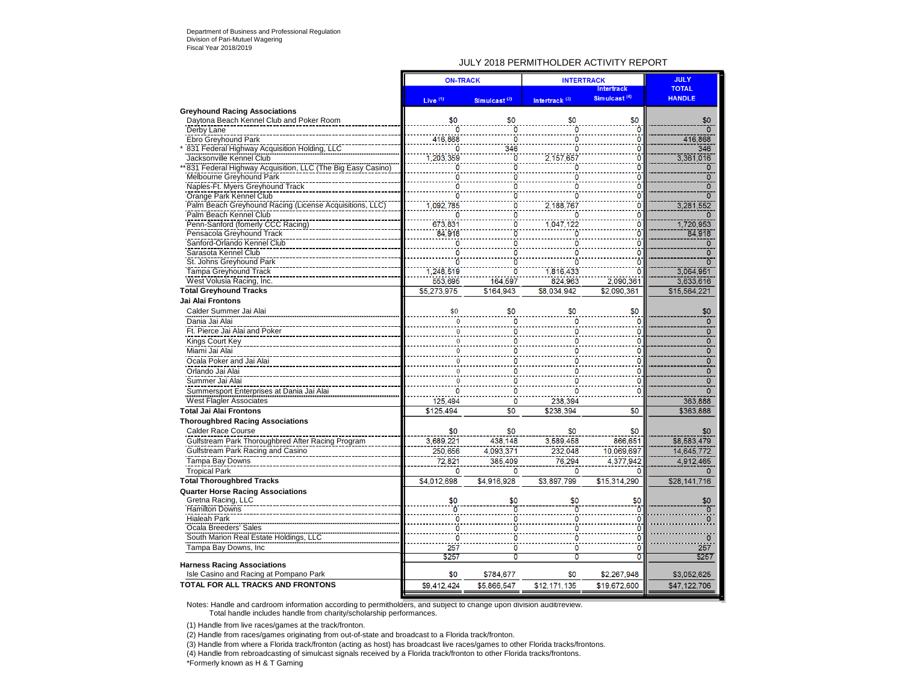Department of Business and Professional Regulation
Division of Pari-Mutuel Wagering
Fiscal Year 2018/2019

## JULY 2018 PERMITHOLDER ACTIVITY REPORT

| | ON-TRACK | | INTERTRACK | | JULY TOTAL HANDLE |
|---|---|---|---|---|---|
| | Live (1) | Simulcast (2) | Intertrack (3) | Intertrack Simulcast (4) | |
| **Greyhound Racing Associations** | | | | | |
| Daytona Beach Kennel Club and Poker Room | $0 | $0 | $0 | $0 | $0 |
| Derby Lane | 0 | 0 | 0 | 0 | 0 |
| Ebro Greyhound Park | 416,868 | 0 | 0 | 0 | 416,868 |
| * 831 Federal Highway Acquisition Holding, LLC | 0 | 346 | 0 | 0 | 346 |
| Jacksonville Kennel Club | 1,203,359 | 0 | 2,157,657 | 0 | 3,361,016 |
| ** 831 Federal Highway Acquisition, LLC (The Big Easy Casino) | 0 | 0 | 0 | 0 | 0 |
| Melbourne Greyhound Park | 0 | 0 | 0 | 0 | 0 |
| Naples-Ft. Myers Greyhound Track | 0 | 0 | 0 | 0 | 0 |
| Orange Park Kennel Club | 0 | 0 | 0 | 0 | 0 |
| Palm Beach Greyhound Racing (License Acquisitions, LLC) | 1,092,785 | 0 | 2,188,767 | 0 | 3,281,552 |
| Palm Beach Kennel Club | 0 | 0 | 0 | 0 | 0 |
| Penn-Sanford (fomerly CCC Racing) | 673,831 | 0 | 1,047,122 | 0 | 1,720,953 |
| Pensacola Greyhound Track | 84,918 | 0 | 0 | 0 | 84,918 |
| Sanford-Orlando Kennel Club | 0 | 0 | 0 | 0 | 0 |
| Sarasota Kennel Club | 0 | 0 | 0 | 0 | 0 |
| St. Johns Greyhound Park | 0 | 0 | 0 | 0 | 0 |
| Tampa Greyhound Track | 1,248,519 | 0 | 1,816,433 | 0 | 3,064,951 |
| West Volusia Racing, Inc. | 553,695 | 164,597 | 824,963 | 2,090,361 | 3,633,616 |
| **Total Greyhound Tracks** | $5,273,975 | $164,943 | $8,034,942 | $2,090,361 | $15,564,221 |
| **Jai Alai Frontons** | | | | | |
| Calder Summer Jai Alai | $0 | $0 | $0 | $0 | $0 |
| Dania Jai Alai | 0 | 0 | 0 | 0 | 0 |
| Ft. Pierce Jai Alai and Poker | 0 | 0 | 0 | 0 | 0 |
| Kings Court Key | 0 | 0 | 0 | 0 | 0 |
| Miami Jai Alai | 0 | 0 | 0 | 0 | 0 |
| Ocala Poker and Jai Alai | 0 | 0 | 0 | 0 | 0 |
| Orlando Jai Alai | 0 | 0 | 0 | 0 | 0 |
| Summer Jai Alai | 0 | 0 | 0 | 0 | 0 |
| Summersport Enterprises at Dania Jai Alai | 0 | 0 | 0 | 0 | 0 |
| West Flagler Associates | 125,494 | 0 | 238,394 | | 363,888 |
| **Total Jai Alai Frontons** | $125,494 | $0 | $238,394 | $0 | $363,888 |
| **Thoroughbred Racing Associations** | | | | | |
| Calder Race Course | $0 | $0 | $0 | $0 | $0 |
| Gulfstream Park Thoroughbred After Racing Program | 3,689,221 | 438,148 | 3,589,458 | 866,651 | $8,583,479 |
| Gulfstream Park Racing and Casino | 250,656 | 4,093,371 | 232,048 | 10,069,697 | 14,645,772 |
| Tampa Bay Downs | 72,821 | 385,409 | 76,294 | 4,377,942 | 4,912,465 |
| Tropical Park | 0 | 0 | 0 | 0 | 0 |
| **Total Thoroughbred Tracks** | $4,012,698 | $4,916,928 | $3,897,799 | $15,314,290 | $28,141,716 |
| **Quarter Horse Racing Associations** | | | | | |
| Gretna Racing, LLC | $0 | $0 | $0 | $0 | $0 |
| Hamilton Downs | 0 | 0 | 0 | 0 | 0 |
| Hialeah Park | 0 | 0 | 0 | 0 | 0 |
| Ocala Breeders' Sales | 0 | 0 | 0 | 0 | |
| South Marion Real Estate Holdings, LLC | 0 | 0 | 0 | 0 | 0 |
| Tampa Bay Downs, Inc | 257 | 0 | 0 | 0 | 257 |
| | $257 | 0 | 0 | 0 | $257 |
| **Harness Racing Associations** | | | | | |
| Isle Casino and Racing at Pompano Park | $0 | $784,677 | $0 | $2,267,948 | $3,052,625 |
| **TOTAL FOR ALL TRACKS AND FRONTONS** | $9,412,424 | $5,866,547 | $12,171,135 | $19,672,600 | $47,122,706 |

Notes: Handle and cardroom information according to permitholders, and subject to change upon division audit/review.
Total handle includes handle from charity/scholarship performances.

(1) Handle from live races/games at the track/fronton.

(2) Handle from races/games originating from out-of-state and broadcast to a Florida track/fronton.

(3) Handle from where a Florida track/fronton (acting as host) has broadcast live races/games to other Florida tracks/frontons.

(4) Handle from rebroadcasting of simulcast signals received by a Florida track/fronton to other Florida tracks/frontons.

*Formerly known as H & T Gaming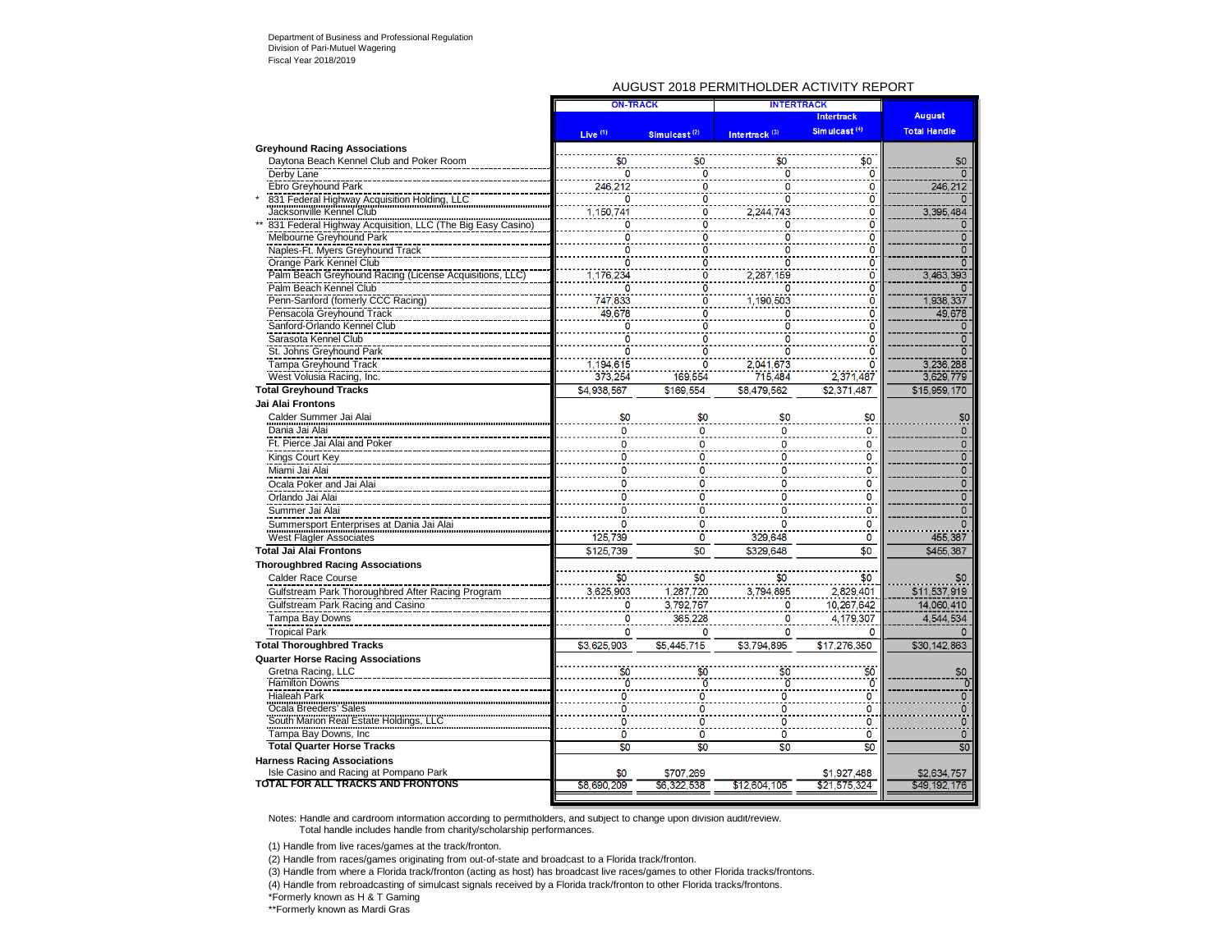Department of Business and Professional Regulation
Division of Pari-Mutuel Wagering
Fiscal Year 2018/2019

## AUGUST 2018 PERMITHOLDER ACTIVITY REPORT

| | ON-TRACK | | INTERTRACK | | August |
|---|---|---|---|---|---|
| | Live [1] | Simulcast [2] | Intertrack [3] | Intertrack Simulcast [4] | Total Handle |
| **Greyhound Racing Associations** | | | | | |
| Daytona Beach Kennel Club and Poker Room | $0 | $0 | $0 | $0 | $0 |
| Derby Lane | 0 | 0 | 0 | 0 | 0 |
| Ebro Greyhound Park | 246,212 | 0 | 0 | 0 | 246,212 |
| * 831 Federal Highway Acquisition Holding, LLC | 0 | 0 | 0 | 0 | 0 |
| Jacksonville Kennel Club | 1,150,741 | 0 | 2,244,743 | 0 | 3,395,484 |
| ** 831 Federal Highway Acquisition, LLC (The Big Easy Casino) | 0 | 0 | 0 | 0 | 0 |
| Melbourne Greyhound Park | 0 | 0 | 0 | 0 | 0 |
| Naples-Ft. Myers Greyhound Track | 0 | 0 | 0 | 0 | 0 |
| Orange Park Kennel Club | 0 | 0 | 0 | 0 | 0 |
| Palm Beach Greyhound Racing (License Acquisitions, LLC) | 1,176,234 | 0 | 2,287,159 | 0 | 3,463,393 |
| Palm Beach Kennel Club | 0 | 0 | 0 | 0 | 0 |
| Penn-Sanford (fomerly CCC Racing) | 747,833 | 0 | 1,190,503 | 0 | 1,938,337 |
| Pensacola Greyhound Track | 49,678 | 0 | 0 | 0 | 49,678 |
| Sanford-Orlando Kennel Club | 0 | 0 | 0 | 0 | 0 |
| Sarasota Kennel Club | 0 | 0 | 0 | 0 | 0 |
| St. Johns Greyhound Park | 0 | 0 | 0 | 0 | 0 |
| Tampa Greyhound Track | 1,194,615 | 0 | 2,041,673 | 0 | 3,236,288 |
| West Volusia Racing, Inc. | 373,254 | 169,554 | 715,484 | 2,371,487 | 3,629,779 |
| **Total Greyhound Tracks** | $4,938,567 | $169,554 | $8,479,562 | $2,371,487 | $15,959,170 |
| **Jai Alai Frontons** | | | | | |
| Calder Summer Jai Alai | $0 | $0 | $0 | $0 | $0 |
| Dania Jai Alai | 0 | 0 | 0 | 0 | 0 |
| Ft. Pierce Jai Alai and Poker | 0 | 0 | 0 | 0 | 0 |
| Kings Court Key | 0 | 0 | 0 | 0 | 0 |
| Miami Jai Alai | 0 | 0 | 0 | 0 | 0 |
| Ocala Poker and Jai Alai | 0 | 0 | 0 | 0 | 0 |
| Orlando Jai Alai | 0 | 0 | 0 | 0 | 0 |
| Summer Jai Alai | 0 | 0 | 0 | 0 | 0 |
| Summersport Enterprises at Dania Jai Alai | 0 | 0 | 0 | 0 | 0 |
| West Flagler Associates | 125,739 | 0 | 329,648 | 0 | 455,387 |
| **Total Jai Alai Frontons** | $125,739 | $0 | $329,648 | $0 | $455,387 |
| **Thoroughbred Racing Associations** | | | | | |
| Calder Race Course | $0 | $0 | $0 | $0 | $0 |
| Gulfstream Park Thoroughbred After Racing Program | 3,625,903 | 1,287,720 | 3,794,895 | 2,829,401 | $11,537,919 |
| Gulfstream Park Racing and Casino | 0 | 3,792,767 | 0 | 10,267,642 | 14,060,410 |
| Tampa Bay Downs | 0 | 365,228 | 0 | 4,179,307 | 4,544,534 |
| Tropical Park | 0 | 0 | 0 | 0 | 0 |
| **Total Thoroughbred Tracks** | $3,625,903 | $5,445,715 | $3,794,895 | $17,276,350 | $30,142,863 |
| **Quarter Horse Racing Associations** | | | | | |
| Gretna Racing, LLC | $0 | $0 | $0 | $0 | $0 |
| Hamilton Downs | 0 | 0 | 0 | 0 | 0 |
| Hialeah Park | 0 | 0 | 0 | 0 | 0 |
| Ocala Breeders' Sales | 0 | 0 | 0 | 0 | 0 |
| South Marion Real Estate Holdings, LLC | 0 | 0 | 0 | 0 | 0 |
| Tampa Bay Downs, Inc | 0 | 0 | 0 | 0 | 0 |
| **Total Quarter Horse Tracks** | $0 | $0 | $0 | $0 | $0 |
| **Harness Racing Associations** | | | | | |
| Isle Casino and Racing at Pompano Park | $0 | $707,269 | | $1,927,488 | $2,634,757 |
| **TOTAL FOR ALL TRACKS AND FRONTONS** | $8,690,209 | $6,322,538 | $12,604,105 | $21,575,324 | $49,192,176 |

Notes: Handle and cardroom information according to permitholders, and subject to change upon division audit/review.
Total handle includes handle from charity/scholarship performances.

(1) Handle from live races/games at the track/fronton.

(2) Handle from races/games originating from out-of-state and broadcast to a Florida track/fronton.

(3) Handle from where a Florida track/fronton (acting as host) has broadcast live races/games to other Florida tracks/frontons.

(4) Handle from rebroadcasting of simulcast signals received by a Florida track/fronton to other Florida tracks/frontons.

*Formerly known as H & T Gaming

**Formerly known as Mardi Gras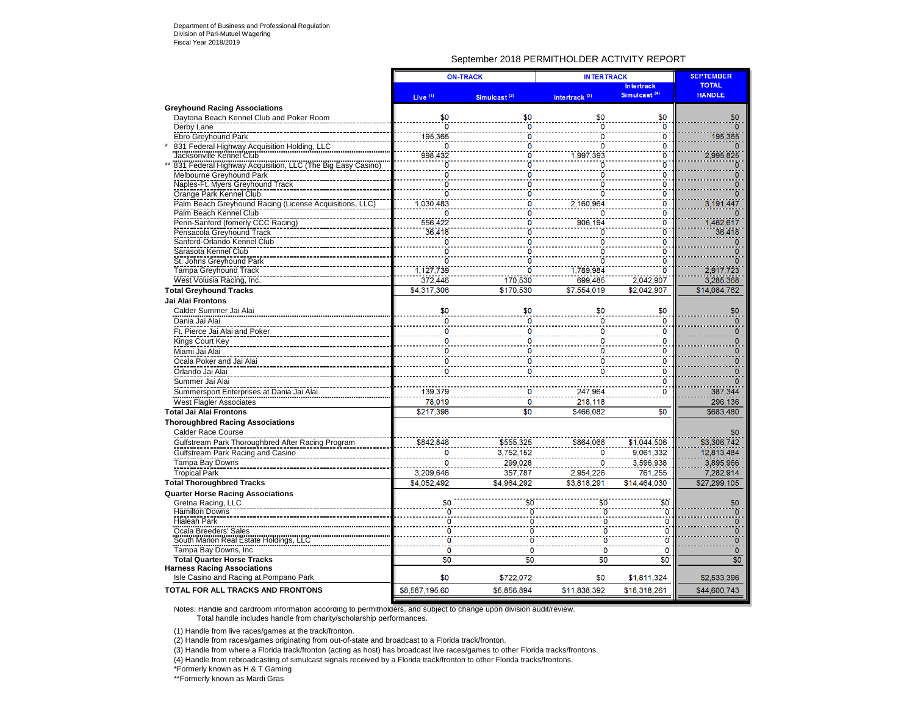Department of Business and Professional Regulation
Division of Pari-Mutuel Wagering
Fiscal Year 2018/2019

## September 2018 PERMITHOLDER ACTIVITY REPORT

| | ON-TRACK | | INTERTRACK | | SEPTEMBER TOTAL HANDLE |
|---|---|---|---|---|---|
| | Live [1] | Simulcast [2] | Intertrack [3] | Intertrack Simulcast [4] | |
| **Greyhound Racing Associations** | | | | | |
| Daytona Beach Kennel Club and Poker Room | $0 | $0 | $0 | $0 | $0 |
| Derby Lane | 0 | 0 | 0 | 0 | 0 |
| Ebro Greyhound Park | 195,365 | 0 | 0 | 0 | 195,365 |
| * 831 Federal Highway Acquisition Holding, LLC | 0 | 0 | 0 | 0 | 0 |
| Jacksonville Kennel Club | 998,432 | 0 | 1,997,393 | 0 | 2,995,825 |
| ** 831 Federal Highway Acquisition, LLC (The Big Easy Casino) | 0 | 0 | 0 | 0 | 0 |
| Melbourne Greyhound Park | 0 | 0 | 0 | 0 | 0 |
| Naples-Ft. Myers Greyhound Track | 0 | 0 | 0 | 0 | 0 |
| Orange Park Kennel Club | 0 | 0 | 0 | 0 | 0 |
| Palm Beach Greyhound Racing (License Acquisitions, LLC) | 1,030,483 | 0 | 2,160,964 | 0 | 3,191,447 |
| Palm Beach Kennel Club | 0 | 0 | 0 | 0 | 0 |
| Penn-Sanford (fomerly CCC Racing) | 556,422 | 0 | 906,194 | 0 | 1,462,617 |
| Pensacola Greyhound Track | 36,418 | 0 | 0 | 0 | 36,418 |
| Sanford-Orlando Kennel Club | 0 | 0 | 0 | 0 | 0 |
| Sarasota Kennel Club | 0 | 0 | 0 | 0 | 0 |
| St. Johns Greyhound Park | 0 | 0 | 0 | 0 | 0 |
| Tampa Greyhound Track | 1,127,739 | 0 | 1,789,984 | 0 | 2,917,723 |
| West Volusia Racing, Inc. | 372,446 | 170,530 | 699,485 | 2,042,907 | 3,285,368 |
| **Total Greyhound Tracks** | $4,317,306 | $170,530 | $7,554,019 | $2,042,907 | $14,084,762 |
| **Jai Alai Frontons** | | | | | |
| Calder Summer Jai Alai | $0 | $0 | $0 | $0 | $0 |
| Dania Jai Alai | 0 | 0 | 0 | 0 | 0 |
| Ft. Pierce Jai Alai and Poker | 0 | 0 | 0 | 0 | 0 |
| Kings Court Key | 0 | 0 | 0 | 0 | 0 |
| Miami Jai Alai | 0 | 0 | 0 | 0 | 0 |
| Ocala Poker and Jai Alai | 0 | 0 | 0 | 0 | 0 |
| Orlando Jai Alai | 0 | 0 | 0 | 0 | 0 |
| Summer Jai Alai | | | | 0 | 0 |
| Summersport Enterprises at Dania Jai Alai | 139,379 | 0 | 247,964 | 0 | 387,344 |
| West Flagler Associates | 78,019 | 0 | 218,118 | | 296,136 |
| **Total Jai Alai Frontons** | $217,398 | $0 | $466,082 | $0 | $683,480 |
| **Thoroughbred Racing Associations** | | | | | |
| Calder Race Course | | | | | $0 |
| Gulfstream Park Thoroughbred After Racing Program | $842,846 | $555,325 | $864,066 | $1,044,506 | $3,306,742 |
| Gulfstream Park Racing and Casino | 0 | 3,752,152 | 0 | 9,061,332 | 12,813,484 |
| Tampa Bay Downs | 0 | 299,028 | 0 | 3,596,938 | 3,895,966 |
| Tropical Park | 3,209,646 | 357,787 | 2,954,226 | 761,255 | 7,282,914 |
| **Total Thoroughbred Tracks** | $4,052,492 | $4,964,292 | $3,818,291 | $14,464,030 | $27,299,105 |
| **Quarter Horse Racing Associations** | | | | | |
| Gretna Racing, LLC | $0 | $0 | $0 | $0 | $0 |
| Hamilton Downs | 0 | 0 | 0 | 0 | 0 |
| Hialeah Park | 0 | 0 | 0 | 0 | 0 |
| Ocala Breeders' Sales | 0 | 0 | 0 | 0 | 0 |
| South Marion Real Estate Holdings, LLC | 0 | 0 | 0 | 0 | 0 |
| Tampa Bay Downs, Inc | 0 | 0 | 0 | 0 | 0 |
| **Total Quarter Horse Tracks** | $0 | $0 | $0 | $0 | $0 |
| **Harness Racing Associations** | | | | | |
| Isle Casino and Racing at Pompano Park | $0 | $722,072 | $0 | $1,811,324 | $2,533,396 |
| **TOTAL FOR ALL TRACKS AND FRONTONS** | $8,587,195.60 | $5,856,894 | $11,838,392 | $18,318,261 | $44,600,743 |

Notes: Handle and cardroom information according to permitholders, and subject to change upon division audit/review.
Total handle includes handle from charity/scholarship performances.

(1) Handle from live races/games at the track/fronton.
(2) Handle from races/games originating from out-of-state and broadcast to a Florida track/fronton.
(3) Handle from where a Florida track/fronton (acting as host) has broadcast live races/games to other Florida tracks/frontons.
(4) Handle from rebroadcasting of simulcast signals received by a Florida track/fronton to other Florida tracks/frontons.
*Formerly known as H & T Gaming
**Formerly known as Mardi Gras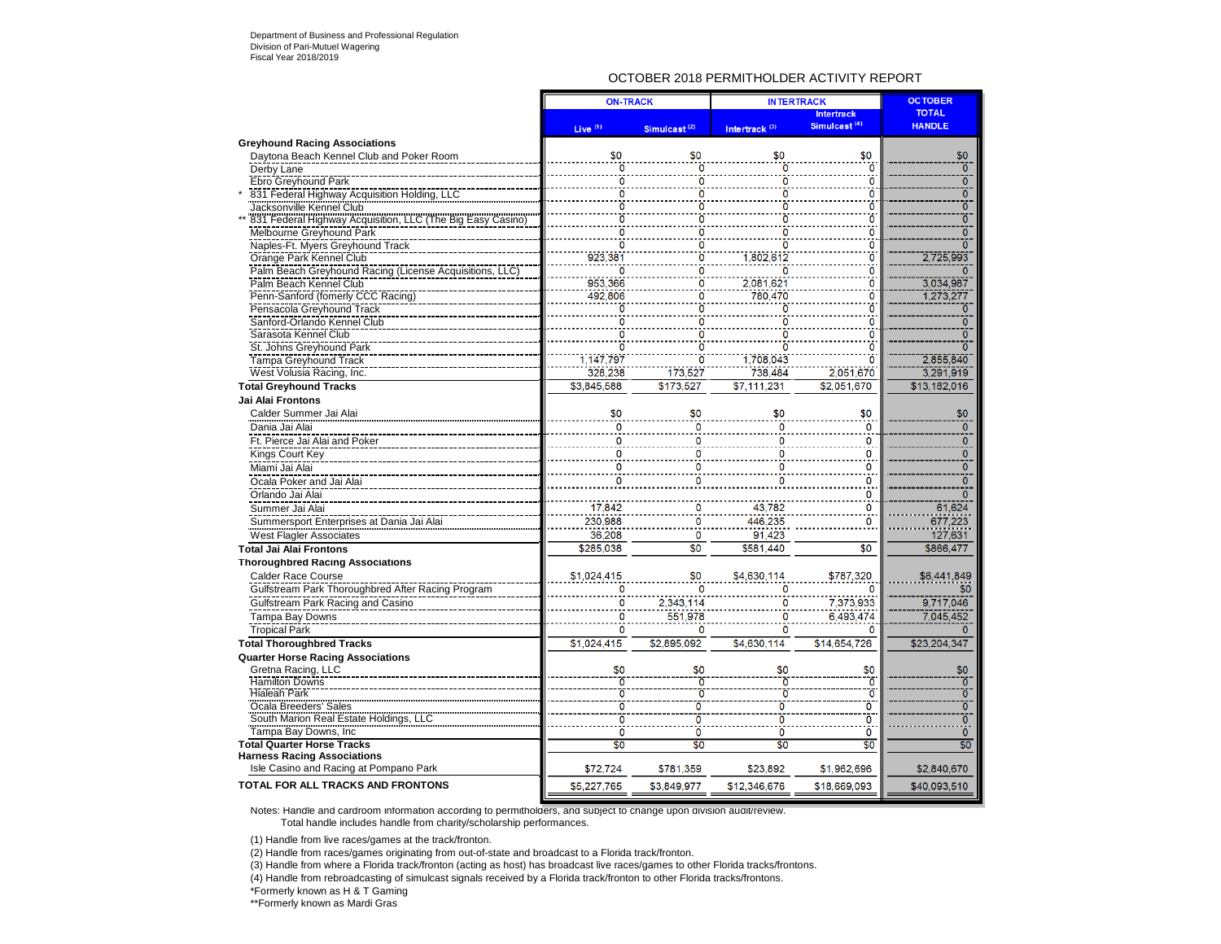Department of Business and Professional Regulation
Division of Pari-Mutuel Wagering
Fiscal Year 2018/2019

# OCTOBER 2018 PERMITHOLDER ACTIVITY REPORT

| | ON-TRACK | | INTERTRACK | | OCTOBER TOTAL HANDLE |
|---|---|---|---|---|---|
| | Live (1) | Simulcast (2) | Intertrack (3) | Intertrack Simulcast (4) | |
| **Greyhound Racing Associations** | | | | | |
| Daytona Beach Kennel Club and Poker Room | $0 | $0 | $0 | $0 | $0 |
| Derby Lane | 0 | 0 | 0 | 0 | 0 |
| Ebro Greyhound Park | 0 | 0 | 0 | 0 | 0 |
| * 831 Federal Highway Acquisition Holding, LLC | 0 | 0 | 0 | 0 | 0 |
| Jacksonville Kennel Club | 0 | 0 | 0 | 0 | 0 |
| ** 831 Federal Highway Acquisition, LLC (The Big Easy Casino) | 0 | 0 | 0 | 0 | 0 |
| Melbourne Greyhound Park | 0 | 0 | 0 | 0 | 0 |
| Naples-Ft. Myers Greyhound Track | 0 | 0 | 0 | 0 | 0 |
| Orange Park Kennel Club | 923,381 | 0 | 1,802,612 | 0 | 2,725,993 |
| Palm Beach Greyhound Racing (License Acquisitions, LLC) | 0 | 0 | 0 | 0 | 0 |
| Palm Beach Kennel Club | 953,366 | 0 | 2,081,621 | 0 | 3,034,987 |
| Penn-Sanford (fomerly CCC Racing) | 492,806 | 0 | 780,470 | 0 | 1,273,277 |
| Pensacola Greyhound Track | 0 | 0 | 0 | 0 | 0 |
| Sanford-Orlando Kennel Club | 0 | 0 | 0 | 0 | 0 |
| Sarasota Kennel Club | 0 | 0 | 0 | 0 | 0 |
| St. Johns Greyhound Park | 0 | 0 | 0 | 0 | 0 |
| Tampa Greyhound Track | 1,147,797 | 0 | 1,708,043 | 0 | 2,855,840 |
| West Volusia Racing, Inc. | 328,238 | 173,527 | 738,484 | 2,051,670 | 3,291,919 |
| **Total Greyhound Tracks** | $3,845,588 | $173,527 | $7,111,231 | $2,051,670 | $13,182,016 |
| **Jai Alai Frontons** | | | | | |
| Calder Summer Jai Alai | $0 | $0 | $0 | $0 | $0 |
| Dania Jai Alai | 0 | 0 | 0 | 0 | 0 |
| Ft. Pierce Jai Alai and Poker | 0 | 0 | 0 | 0 | 0 |
| Kings Court Key | 0 | 0 | 0 | 0 | 0 |
| Miami Jai Alai | 0 | 0 | 0 | 0 | 0 |
| Ocala Poker and Jai Alai | 0 | 0 | 0 | 0 | 0 |
| Orlando Jai Alai | | | | 0 | 0 |
| Summer Jai Alai | 17,842 | 0 | 43,782 | 0 | 61,624 |
| Summersport Enterprises at Dania Jai Alai | 230,988 | 0 | 446,235 | 0 | 677,223 |
| West Flagler Associates | 36,208 | 0 | 91,423 | | 127,631 |
| **Total Jai Alai Frontons** | $285,038 | $0 | $581,440 | $0 | $866,477 |
| **Thoroughbred Racing Associations** | | | | | |
| Calder Race Course | $1,024,415 | $0 | $4,630,114 | $787,320 | $6,441,849 |
| Gulfstream Park Thoroughbred After Racing Program | 0 | 0 | 0 | 0 | $0 |
| Gulfstream Park Racing and Casino | 0 | 2,343,114 | 0 | 7,373,933 | 9,717,046 |
| Tampa Bay Downs | 0 | 551,978 | 0 | 6,493,474 | 7,045,452 |
| Tropical Park | 0 | 0 | 0 | 0 | 0 |
| **Total Thoroughbred Tracks** | $1,024,415 | $2,895,092 | $4,630,114 | $14,654,726 | $23,204,347 |
| **Quarter Horse Racing Associations** | | | | | |
| Gretna Racing, LLC | $0 | $0 | $0 | $0 | $0 |
| Hamilton Downs | 0 | 0 | 0 | 0 | 0 |
| Hialeah Park | 0 | 0 | 0 | 0 | 0 |
| Ocala Breeders' Sales | 0 | 0 | 0 | 0 | 0 |
| South Marion Real Estate Holdings, LLC | 0 | 0 | 0 | 0 | 0 |
| Tampa Bay Downs, Inc | 0 | 0 | 0 | 0 | 0 |
| **Total Quarter Horse Tracks** | $0 | $0 | $0 | $0 | $0 |
| **Harness Racing Associations** | | | | | |
| Isle Casino and Racing at Pompano Park | $72,724 | $781,359 | $23,892 | $1,962,696 | $2,840,670 |
| **TOTAL FOR ALL TRACKS AND FRONTONS** | $5,227,765 | $3,849,977 | $12,346,676 | $18,669,093 | $40,093,510 |

Notes: Handle and cardroom information according to permitholders, and subject to change upon division audit/review.
Total handle includes handle from charity/scholarship performances.

(1) Handle from live races/games at the track/fronton.

(2) Handle from races/games originating from out-of-state and broadcast to a Florida track/fronton.

(3) Handle from where a Florida track/fronton (acting as host) has broadcast live races/games to other Florida tracks/frontons.

(4) Handle from rebroadcasting of simulcast signals received by a Florida track/fronton to other Florida tracks/frontons.

*Formerly known as H & T Gaming

**Formerly known as Mardi Gras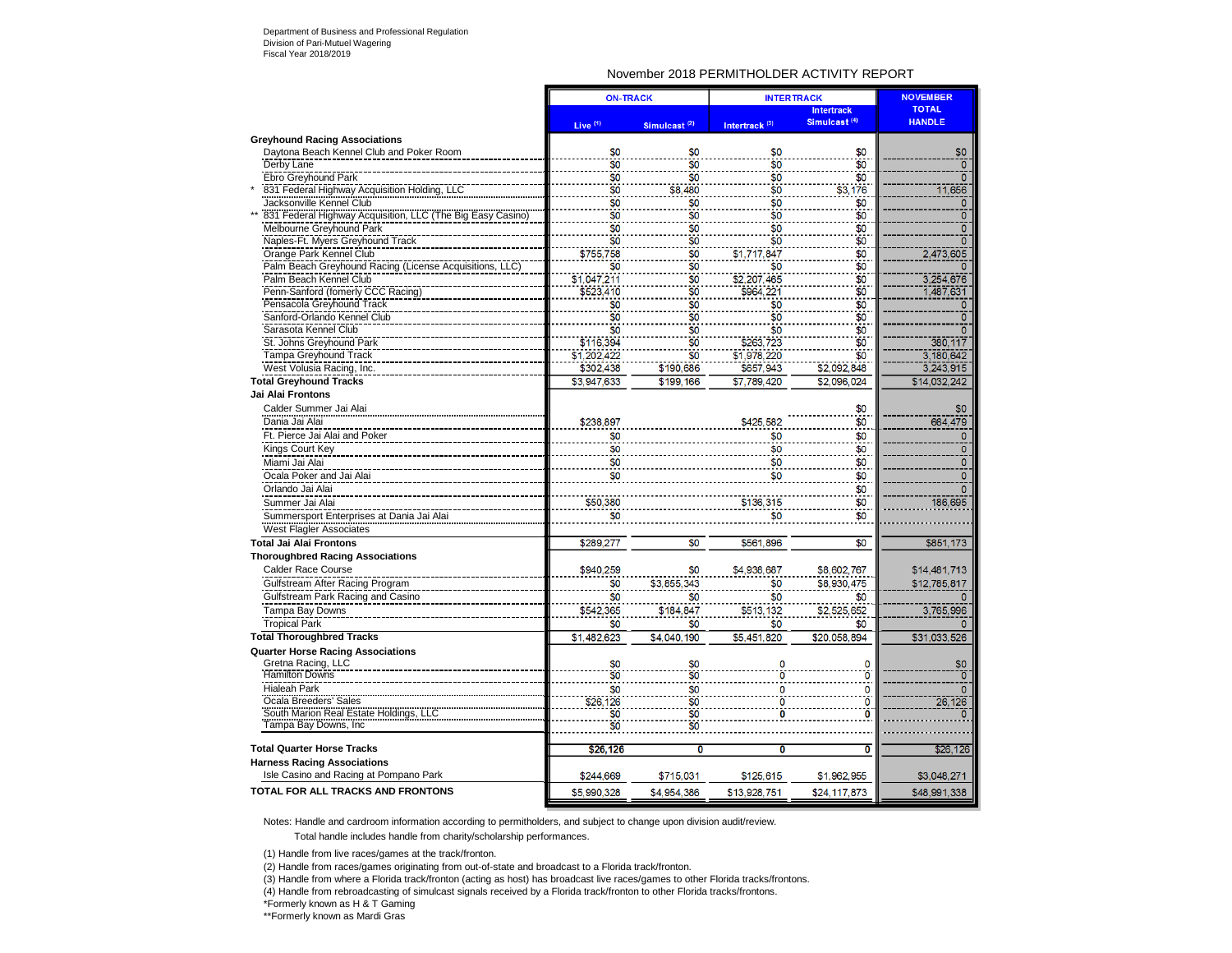Department of Business and Professional Regulation
Division of Pari-Mutuel Wagering
Fiscal Year 2018/2019

## November 2018 PERMITHOLDER ACTIVITY REPORT

| | ON-TRACK | | INTERTRACK | | NOVEMBER TOTAL HANDLE |
|---|---|---|---|---|---|
| | Live (1) | Simulcast (2) | Intertrack (3) | Intertrack Simulcast (4) | |
| **Greyhound Racing Associations** | | | | | |
| Daytona Beach Kennel Club and Poker Room | $0 | $0 | $0 | $0 | $0 |
| Derby Lane | $0 | $0 | $0 | $0 | 0 |
| Ebro Greyhound Park | $0 | $0 | $0 | $0 | 0 |
| * 831 Federal Highway Acquisition Holding, LLC | $0 | $8,480 | $0 | $3,176 | 11,656 |
| Jacksonville Kennel Club | $0 | $0 | $0 | $0 | 0 |
| ** 831 Federal Highway Acquisition, LLC (The Big Easy Casino) | $0 | $0 | $0 | $0 | 0 |
| Melbourne Greyhound Park | $0 | $0 | $0 | $0 | 0 |
| Naples-Ft. Myers Greyhound Track | $0 | $0 | $0 | $0 | 0 |
| Orange Park Kennel Club | $755,758 | $0 | $1,717,847 | $0 | 2,473,605 |
| Palm Beach Greyhound Racing (License Acquisitions, LLC) | $0 | $0 | $0 | $0 | 0 |
| Palm Beach Kennel Club | $1,047,211 | $0 | $2,207,465 | $0 | 3,254,676 |
| Penn-Sanford (fomerly CCC Racing) | $523,410 | $0 | $964,221 | $0 | 1,487,631 |
| Pensacola Greyhound Track | $0 | $0 | $0 | $0 | 0 |
| Sanford-Orlando Kennel Club | $0 | $0 | $0 | $0 | 0 |
| Sarasota Kennel Club | $0 | $0 | $0 | $0 | 0 |
| St. Johns Greyhound Park | $116,394 | $0 | $263,723 | $0 | 380,117 |
| Tampa Greyhound Track | $1,202,422 | $0 | $1,978,220 | $0 | 3,180,642 |
| West Volusia Racing, Inc. | $302,438 | $190,686 | $657,943 | $2,092,848 | 3,243,915 |
| **Total Greyhound Tracks** | $3,947,633 | $199,166 | $7,789,420 | $2,096,024 | $14,032,242 |
| **Jai Alai Frontons** | | | | | |
| Calder Summer Jai Alai | | | | $0 | $0 |
| Dania Jai Alai | $238,897 | | $425,582 | $0 | 664,479 |
| Ft. Pierce Jai Alai and Poker | $0 | | $0 | $0 | 0 |
| Kings Court Key | $0 | | $0 | $0 | 0 |
| Miami Jai Alai | $0 | | $0 | $0 | 0 |
| Ocala Poker and Jai Alai | $0 | | $0 | $0 | 0 |
| Orlando Jai Alai | | | | $0 | 0 |
| Summer Jai Alai | $50,380 | | $136,315 | $0 | 186,695 |
| Summersport Enterprises at Dania Jai Alai | $0 | | $0 | $0 | |
| West Flagler Associates | | | | | |
| **Total Jai Alai Frontons** | $289,277 | $0 | $561,896 | $0 | $851,173 |
| **Thoroughbred Racing Associations** | | | | | |
| Calder Race Course | $940,259 | $0 | $4,938,687 | $8,602,767 | $14,481,713 |
| Gulfstream After Racing Program | $0 | $3,855,343 | $0 | $8,930,475 | $12,785,817 |
| Gulfstream Park Racing and Casino | $0 | $0 | $0 | $0 | 0 |
| Tampa Bay Downs | $542,365 | $184,847 | $513,132 | $2,525,652 | 3,765,996 |
| Tropical Park | $0 | $0 | $0 | $0 | 0 |
| **Total Thoroughbred Tracks** | $1,482,623 | $4,040,190 | $5,451,820 | $20,058,894 | $31,033,526 |
| **Quarter Horse Racing Associations** | | | | | |
| Gretna Racing, LLC | $0 | $0 | 0 | 0 | $0 |
| Hamilton Downs | $0 | $0 | 0 | 0 | 0 |
| Hialeah Park | $0 | $0 | 0 | 0 | 0 |
| Ocala Breeders' Sales | $26,126 | $0 | 0 | 0 | 26,126 |
| South Marion Real Estate Holdings, LLC | $0 | $0 | 0 | 0 | 0 |
| Tampa Bay Downs, Inc | $0 | $0 | | | |
| **Total Quarter Horse Tracks** | **$26,126** | **0** | **0** | **0** | $26,126 |
| **Harness Racing Associations** | | | | | |
| Isle Casino and Racing at Pompano Park | $244,669 | $715,031 | $125,615 | $1,962,955 | $3,048,271 |
| **TOTAL FOR ALL TRACKS AND FRONTONS** | $5,990,328 | $4,954,386 | $13,928,751 | $24,117,873 | $48,991,338 |

Notes: Handle and cardroom information according to permitholders, and subject to change upon division audit/review.
Total handle includes handle from charity/scholarship performances.

(1) Handle from live races/games at the track/fronton.
(2) Handle from races/games originating from out-of-state and broadcast to a Florida track/fronton.
(3) Handle from where a Florida track/fronton (acting as host) has broadcast live races/games to other Florida tracks/frontons.
(4) Handle from rebroadcasting of simulcast signals received by a Florida track/fronton to other Florida tracks/frontons.
*Formerly known as H & T Gaming
**Formerly known as Mardi Gras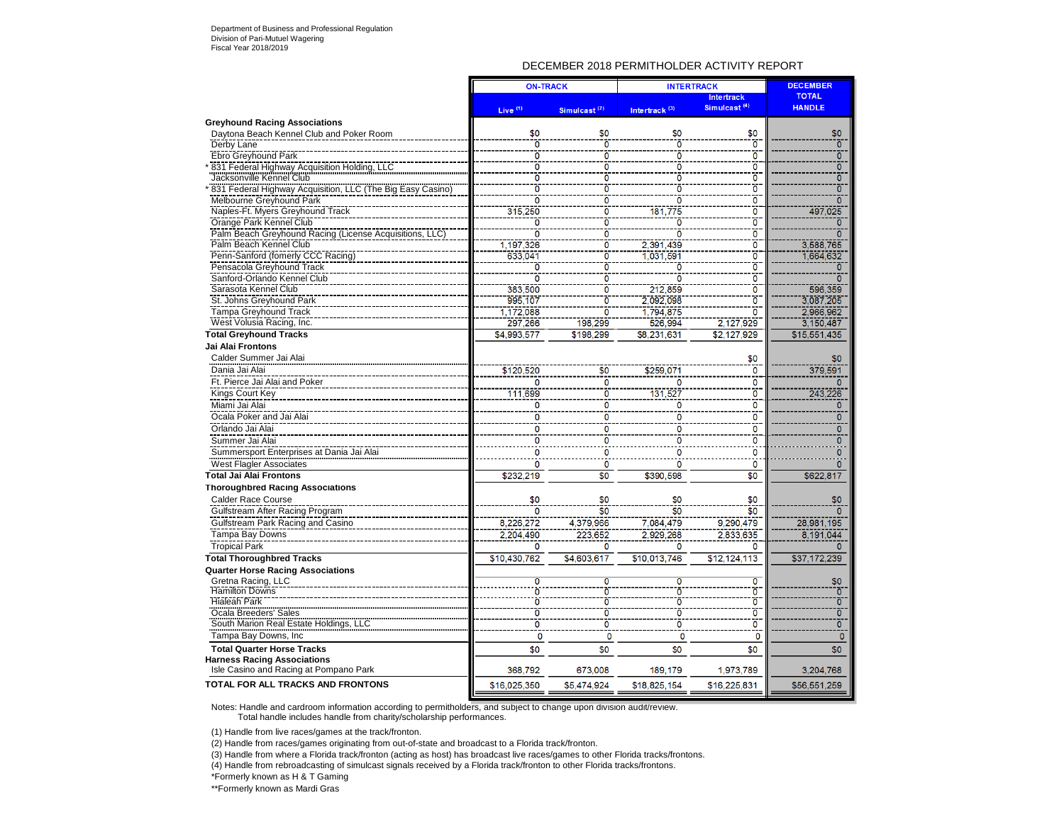Department of Business and Professional Regulation
Division of Pari-Mutuel Wagering
Fiscal Year 2018/2019

## DECEMBER 2018 PERMITHOLDER ACTIVITY REPORT

| | ON-TRACK | | INTERTRACK | | DECEMBER TOTAL HANDLE |
|---|---|---|---|---|---|
| | Live (1) | Simulcast (2) | Intertrack (3) | Intertrack Simulcast (4) | |
| **Greyhound Racing Associations** | | | | | |
| Daytona Beach Kennel Club and Poker Room | $0 | $0 | $0 | $0 | $0 |
| Derby Lane | 0 | 0 | 0 | 0 | 0 |
| Ebro Greyhound Park | 0 | 0 | 0 | 0 | 0 |
| * 831 Federal Highway Acquisition Holding, LLC | 0 | 0 | 0 | 0 | 0 |
| Jacksonville Kennel Club | 0 | 0 | 0 | 0 | 0 |
| * 831 Federal Highway Acquisition, LLC (The Big Easy Casino) | 0 | 0 | 0 | 0 | 0 |
| Melbourne Greyhound Park | 0 | 0 | 0 | 0 | 0 |
| Naples-Ft. Myers Greyhound Track | 315,250 | 0 | 181,775 | 0 | 497,025 |
| Orange Park Kennel Club | 0 | 0 | 0 | 0 | 0 |
| Palm Beach Greyhound Racing (License Acquisitions, LLC) | 0 | 0 | 0 | 0 | 0 |
| Palm Beach Kennel Club | 1,197,326 | 0 | 2,391,439 | 0 | 3,588,765 |
| Penn-Sanford (fomerly CCC Racing) | 633,041 | 0 | 1,031,591 | 0 | 1,664,632 |
| Pensacola Greyhound Track | 0 | 0 | 0 | 0 | 0 |
| Sanford-Orlando Kennel Club | 0 | 0 | 0 | 0 | 0 |
| Sarasota Kennel Club | 383,500 | 0 | 212,859 | 0 | 596,359 |
| St. Johns Greyhound Park | 995,107 | 0 | 2,092,098 | 0 | 3,087,205 |
| Tampa Greyhound Track | 1,172,088 | 0 | 1,794,875 | 0 | 2,966,962 |
| West Volusia Racing, Inc. | 297,266 | 198,299 | 526,994 | 2,127,929 | 3,150,487 |
| **Total Greyhound Tracks** | $4,993,577 | $198,299 | $8,231,631 | $2,127,929 | $15,551,435 |
| **Jai Alai Frontons** | | | | | |
| Calder Summer Jai Alai | | | | $0 | $0 |
| Dania Jai Alai | $120,520 | $0 | $259,071 | 0 | 379,591 |
| Ft. Pierce Jai Alai and Poker | 0 | 0 | 0 | 0 | 0 |
| Kings Court Key | 111,699 | 0 | 131,527 | 0 | 243,226 |
| Miami Jai Alai | 0 | 0 | 0 | 0 | 0 |
| Ocala Poker and Jai Alai | 0 | 0 | 0 | 0 | 0 |
| Orlando Jai Alai | 0 | 0 | 0 | 0 | 0 |
| Summer Jai Alai | 0 | 0 | 0 | 0 | 0 |
| Summersport Enterprises at Dania Jai Alai | 0 | 0 | 0 | 0 | 0 |
| West Flagler Associates | 0 | 0 | 0 | 0 | 0 |
| **Total Jai Alai Frontons** | $232,219 | $0 | $390,598 | $0 | $622,817 |
| **Thoroughbred Racing Associations** | | | | | |
| Calder Race Course | $0 | $0 | $0 | $0 | $0 |
| Gulfstream After Racing Program | 0 | $0 | $0 | $0 | 0 |
| Gulfstream Park Racing and Casino | 8,226,272 | 4,379,966 | 7,084,479 | 9,290,479 | 28,981,195 |
| Tampa Bay Downs | 2,204,490 | 223,652 | 2,929,268 | 2,833,635 | 8,191,044 |
| Tropical Park | 0 | 0 | 0 | 0 | 0 |
| **Total Thoroughbred Tracks** | $10,430,762 | $4,603,617 | $10,013,746 | $12,124,113 | $37,172,239 |
| **Quarter Horse Racing Associations** | | | | | |
| Gretna Racing, LLC | 0 | 0 | 0 | 0 | $0 |
| Hamilton Downs | 0 | 0 | 0 | 0 | 0 |
| Hialeah Park | 0 | 0 | 0 | 0 | 0 |
| Ocala Breeders' Sales | 0 | 0 | 0 | 0 | 0 |
| South Marion Real Estate Holdings, LLC | 0 | 0 | 0 | 0 | 0 |
| Tampa Bay Downs, Inc | 0 | 0 | 0 | 0 | 0 |
| **Total Quarter Horse Tracks** | $0 | $0 | $0 | $0 | $0 |
| **Harness Racing Associations** | | | | | |
| Isle Casino and Racing at Pompano Park | 368,792 | 673,008 | 189,179 | 1,973,789 | 3,204,768 |
| **TOTAL FOR ALL TRACKS AND FRONTONS** | $16,025,350 | $5,474,924 | $18,825,154 | $16,225,831 | $56,551,259 |

Notes: Handle and cardroom information according to permitholders, and subject to change upon division audit/review.
Total handle includes handle from charity/scholarship performances.

(1) Handle from live races/games at the track/fronton.

(2) Handle from races/games originating from out-of-state and broadcast to a Florida track/fronton.

(3) Handle from where a Florida track/fronton (acting as host) has broadcast live races/games to other Florida tracks/frontons.

(4) Handle from rebroadcasting of simulcast signals received by a Florida track/fronton to other Florida tracks/frontons.

*Formerly known as H & T Gaming

**Formerly known as Mardi Gras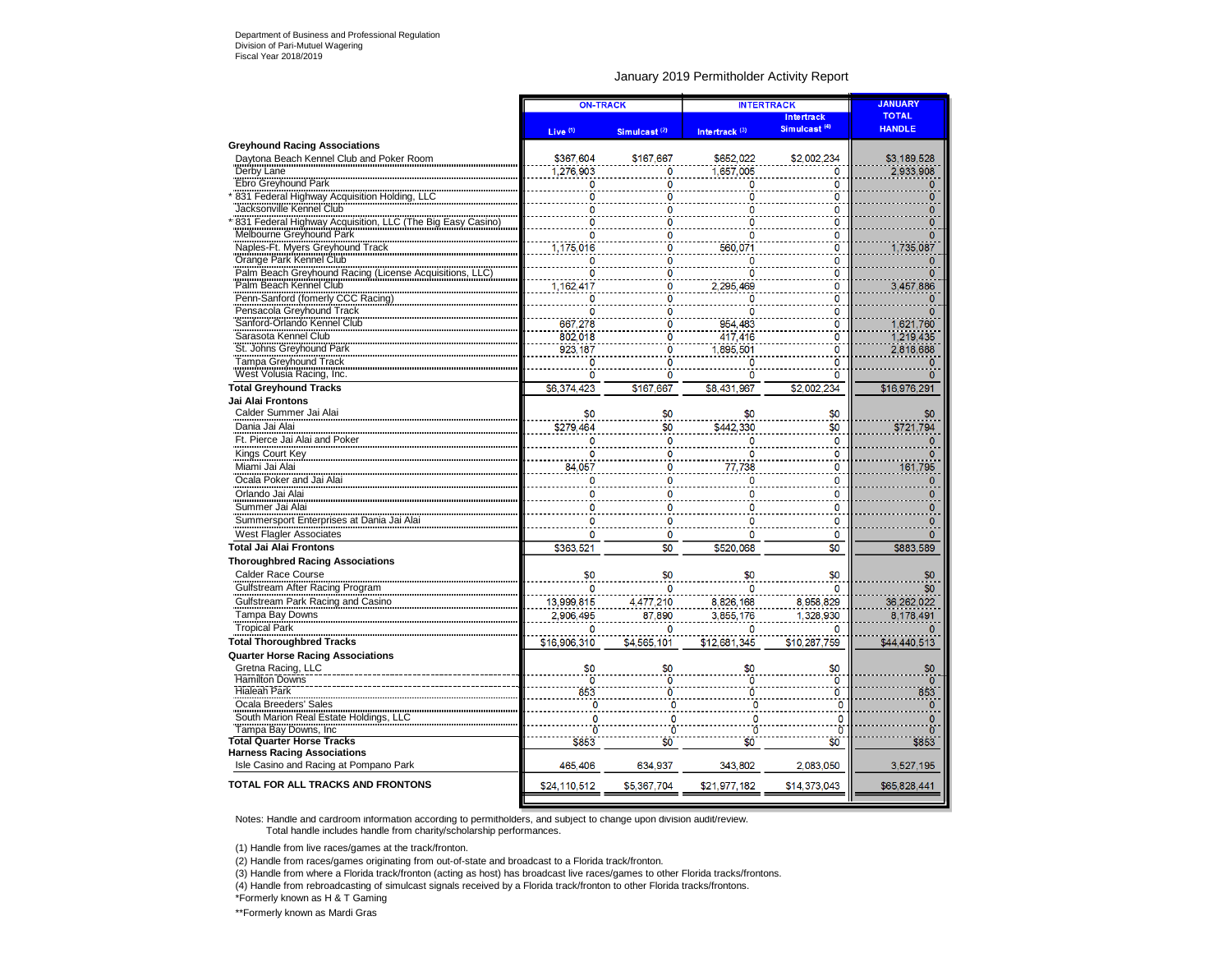Department of Business and Professional Regulation
Division of Pari-Mutuel Wagering
Fiscal Year 2018/2019

## January 2019 Permitholder Activity Report

| | ON-TRACK | | INTERTRACK | | JANUARY TOTAL HANDLE |
|---|---|---|---|---|---|
| | Live (1) | Simulcast (2) | Intertrack (3) | Intertrack Simulcast (4) | |
| **Greyhound Racing Associations** | | | | | |
| Daytona Beach Kennel Club and Poker Room | $367,604 | $167,667 | $652,022 | $2,002,234 | $3,189,528 |
| Derby Lane | 1,276,903 | 0 | 1,657,005 | 0 | 2,933,908 |
| Ebro Greyhound Park | 0 | 0 | 0 | 0 | 0 |
| * 831 Federal Highway Acquisition Holding, LLC | 0 | 0 | 0 | 0 | 0 |
| Jacksonville Kennel Club | 0 | 0 | 0 | 0 | 0 |
| * 831 Federal Highway Acquisition, LLC (The Big Easy Casino) | 0 | 0 | 0 | 0 | 0 |
| Melbourne Greyhound Park | 0 | 0 | 0 | 0 | 0 |
| Naples-Ft. Myers Greyhound Track | 1,175,016 | 0 | 560,071 | 0 | 1,735,087 |
| Orange Park Kennel Club | 0 | 0 | 0 | 0 | 0 |
| Palm Beach Greyhound Racing (License Acquisitions, LLC) | 0 | 0 | 0 | 0 | 0 |
| Palm Beach Kennel Club | 1,162,417 | 0 | 2,295,469 | 0 | 3,457,886 |
| Penn-Sanford (fomerly CCC Racing) | 0 | 0 | 0 | 0 | 0 |
| Pensacola Greyhound Track | 0 | 0 | 0 | 0 | 0 |
| Sanford-Orlando Kennel Club | 667,278 | 0 | 954,483 | 0 | 1,621,760 |
| Sarasota Kennel Club | 802,018 | 0 | 417,416 | 0 | 1,219,435 |
| St. Johns Greyhound Park | 923,187 | 0 | 1,895,501 | 0 | 2,818,688 |
| Tampa Greyhound Track | 0 | 0 | 0 | 0 | 0 |
| West Volusia Racing, Inc. | 0 | 0 | 0 | 0 | 0 |
| **Total Greyhound Tracks** | $6,374,423 | $167,667 | $8,431,967 | $2,002,234 | $16,976,291 |
| **Jai Alai Frontons** | | | | | |
| Calder Summer Jai Alai | $0 | $0 | $0 | $0 | $0 |
| Dania Jai Alai | $279,464 | $0 | $442,330 | $0 | $721,794 |
| Ft. Pierce Jai Alai and Poker | 0 | 0 | 0 | 0 | 0 |
| Kings Court Key | 0 | 0 | 0 | 0 | 0 |
| Miami Jai Alai | 84,057 | 0 | 77,738 | 0 | 161,795 |
| Ocala Poker and Jai Alai | 0 | 0 | 0 | 0 | 0 |
| Orlando Jai Alai | 0 | 0 | 0 | 0 | 0 |
| Summer Jai Alai | 0 | 0 | 0 | 0 | 0 |
| Summersport Enterprises at Dania Jai Alai | 0 | 0 | 0 | 0 | 0 |
| West Flagler Associates | 0 | 0 | 0 | 0 | 0 |
| **Total Jai Alai Frontons** | $363,521 | $0 | $520,068 | $0 | $883,589 |
| **Thoroughbred Racing Associations** | | | | | |
| Calder Race Course | $0 | $0 | $0 | $0 | $0 |
| Gulfstream After Racing Program | 0 | 0 | 0 | 0 | $0 |
| Gulfstream Park Racing and Casino | 13,999,815 | 4,477,210 | 8,826,168 | 8,958,829 | 36,262,022 |
| Tampa Bay Downs | 2,906,495 | 87,890 | 3,855,176 | 1,328,930 | 8,178,491 |
| Tropical Park | 0 | 0 | 0 | 0 | 0 |
| **Total Thoroughbred Tracks** | $16,906,310 | $4,565,101 | $12,681,345 | $10,287,759 | $44,440,513 |
| **Quarter Horse Racing Associations** | | | | | |
| Gretna Racing, LLC | $0 | $0 | $0 | $0 | $0 |
| Hamilton Downs | 0 | 0 | 0 | 0 | 0 |
| Hialeah Park | 853 | 0 | 0 | 0 | 853 |
| Ocala Breeders' Sales | 0 | 0 | 0 | 0 | 0 |
| South Marion Real Estate Holdings, LLC | 0 | 0 | 0 | 0 | 0 |
| Tampa Bay Downs, Inc | 0 | 0 | 0 | 0 | 0 |
| **Total Quarter Horse Tracks** | $853 | $0 | $0 | $0 | $853 |
| **Harness Racing Associations** | | | | | |
| Isle Casino and Racing at Pompano Park | 465,406 | 634,937 | 343,802 | 2,083,050 | 3,527,195 |
| **TOTAL FOR ALL TRACKS AND FRONTONS** | $24,110,512 | $5,367,704 | $21,977,182 | $14,373,043 | $65,828,441 |

Notes: Handle and cardroom information according to permitholders, and subject to change upon division audit/review.
Total handle includes handle from charity/scholarship performances.

(1) Handle from live races/games at the track/fronton.

(2) Handle from races/games originating from out-of-state and broadcast to a Florida track/fronton.

(3) Handle from where a Florida track/fronton (acting as host) has broadcast live races/games to other Florida tracks/frontons.

(4) Handle from rebroadcasting of simulcast signals received by a Florida track/fronton to other Florida tracks/frontons.

*Formerly known as H & T Gaming

**Formerly known as Mardi Gras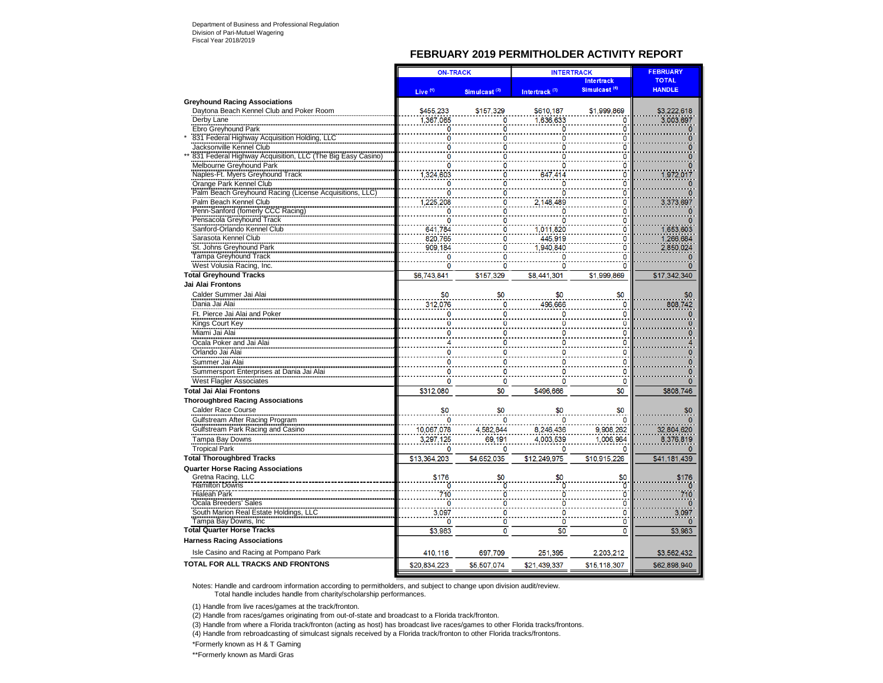Department of Business and Professional Regulation
Division of Pari-Mutuel Wagering
Fiscal Year 2018/2019

## FEBRUARY 2019 PERMITHOLDER ACTIVITY REPORT

| | ON-TRACK | | INTERTRACK | | FEBRUARY TOTAL HANDLE |
|---|---|---|---|---|---|
| | Live (1) | Simulcast (2) | Intertrack (3) | Intertrack Simulcast (4) | |
| **Greyhound Racing Associations** | | | | | |
| Daytona Beach Kennel Club and Poker Room | $455,233 | $157,329 | $610,187 | $1,999,869 | $3,222,618 |
| Derby Lane | 1,367,065 | 0 | 1,636,633 | 0 | 3,003,697 |
| Ebro Greyhound Park | 0 | 0 | 0 | 0 | 0 |
| * 831 Federal Highway Acquisition Holding, LLC | 0 | 0 | 0 | 0 | 0 |
| Jacksonville Kennel Club | 0 | 0 | 0 | 0 | 0 |
| ** 831 Federal Highway Acquisition, LLC (The Big Easy Casino) | 0 | 0 | 0 | 0 | 0 |
| Melbourne Greyhound Park | 0 | 0 | 0 | 0 | 0 |
| Naples-Ft. Myers Greyhound Track | 1,324,603 | 0 | 647,414 | 0 | 1,972,017 |
| Orange Park Kennel Club | 0 | 0 | 0 | 0 | 0 |
| Palm Beach Greyhound Racing (License Acquisitions, LLC) | 0 | 0 | 0 | 0 | 0 |
| Palm Beach Kennel Club | 1,225,208 | 0 | 2,148,489 | 0 | 3,373,697 |
| Penn-Sanford (fomerly CCC Racing) | 0 | 0 | 0 | 0 | 0 |
| Pensacola Greyhound Track | 0 | 0 | 0 | 0 | 0 |
| Sanford-Orlando Kennel Club | 641,784 | 0 | 1,011,820 | 0 | 1,653,603 |
| Sarasota Kennel Club | 820,765 | 0 | 445,919 | 0 | 1,266,684 |
| St. Johns Greyhound Park | 909,184 | 0 | 1,940,840 | 0 | 2,850,024 |
| Tampa Greyhound Track | 0 | 0 | 0 | 0 | 0 |
| West Volusia Racing, Inc. | 0 | 0 | 0 | 0 | 0 |
| **Total Greyhound Tracks** | $6,743,841 | $157,329 | $8,441,301 | $1,999,869 | $17,342,340 |
| **Jai Alai Frontons** | | | | | |
| Calder Summer Jai Alai | $0 | $0 | $0 | $0 | $0 |
| Dania Jai Alai | 312,076 | 0 | 496,666 | 0 | 808,742 |
| Ft. Pierce Jai Alai and Poker | 0 | 0 | 0 | 0 | 0 |
| Kings Court Key | 0 | 0 | 0 | 0 | 0 |
| Miami Jai Alai | 0 | 0 | 0 | 0 | 0 |
| Ocala Poker and Jai Alai | 4 | 0 | 0 | 0 | 4 |
| Orlando Jai Alai | 0 | 0 | 0 | 0 | 0 |
| Summer Jai Alai | 0 | 0 | 0 | 0 | 0 |
| Summersport Enterprises at Dania Jai Alai | 0 | 0 | 0 | 0 | 0 |
| West Flagler Associates | 0 | 0 | 0 | 0 | 0 |
| **Total Jai Alai Frontons** | $312,080 | $0 | $496,666 | $0 | $808,746 |
| **Thoroughbred Racing Associations** | | | | | |
| Calder Race Course | $0 | $0 | $0 | $0 | $0 |
| Gulfstream After Racing Program | 0 | 0 | 0 | 0 | 0 |
| Gulfstream Park Racing and Casino | 10,067,078 | 4,582,844 | 8,246,436 | 9,908,262 | 32,804,620 |
| Tampa Bay Downs | 3,297,125 | 69,191 | 4,003,539 | 1,006,964 | 8,376,819 |
| Tropical Park | 0 | 0 | 0 | 0 | 0 |
| **Total Thoroughbred Tracks** | $13,364,203 | $4,652,035 | $12,249,975 | $10,915,226 | $41,181,439 |
| **Quarter Horse Racing Associations** | | | | | |
| Gretna Racing, LLC | $176 | $0 | $0 | $0 | $176 |
| Hamilton Downs | 0 | 0 | 0 | 0 | 0 |
| Hialeah Park | 710 | 0 | 0 | 0 | 710 |
| Ocala Breeders' Sales | 0 | 0 | 0 | 0 | 0 |
| South Marion Real Estate Holdings, LLC | 3,097 | 0 | 0 | 0 | 3,097 |
| Tampa Bay Downs, Inc | 0 | 0 | 0 | 0 | 0 |
| **Total Quarter Horse Tracks** | $3,983 | 0 | $0 | 0 | $3,983 |
| **Harness Racing Associations** | | | | | |
| Isle Casino and Racing at Pompano Park | 410,116 | 697,709 | 251,395 | 2,203,212 | $3,562,432 |
| **TOTAL FOR ALL TRACKS AND FRONTONS** | $20,834,223 | $5,507,074 | $21,439,337 | $15,118,307 | $62,898,940 |

Notes: Handle and cardroom information according to permitholders, and subject to change upon division audit/review.
Total handle includes handle from charity/scholarship performances.

(1) Handle from live races/games at the track/fronton.

(2) Handle from races/games originating from out-of-state and broadcast to a Florida track/fronton.

(3) Handle from where a Florida track/fronton (acting as host) has broadcast live races/games to other Florida tracks/frontons.

(4) Handle from rebroadcasting of simulcast signals received by a Florida track/fronton to other Florida tracks/frontons.

*Formerly known as H & T Gaming

**Formerly known as Mardi Gras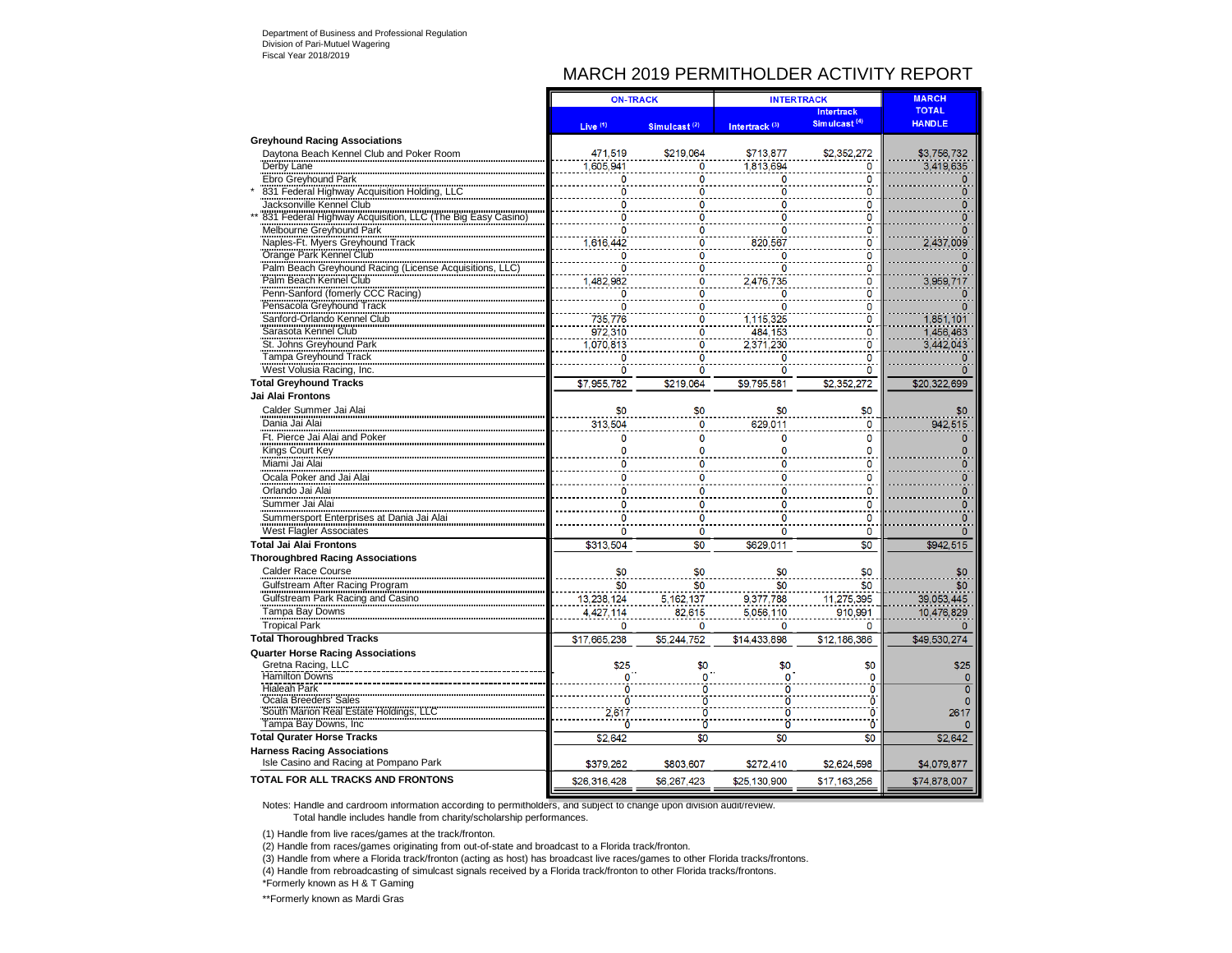Department of Business and Professional Regulation
Division of Pari-Mutuel Wagering
Fiscal Year 2018/2019

# MARCH 2019 PERMITHOLDER ACTIVITY REPORT

| | ON-TRACK | | INTERTRACK | | MARCH TOTAL HANDLE |
|---|---|---|---|---|---|
| | Live (1) | Simulcast (2) | Intertrack (3) | Intertrack Simulcast (4) | |
| **Greyhound Racing Associations** | | | | | |
| Daytona Beach Kennel Club and Poker Room | 471,519 | $219,064 | $713,877 | $2,352,272 | $3,756,732 |
| Derby Lane | 1,605,941 | 0 | 1,813,694 | 0 | 3,419,635 |
| Ebro Greyhound Park | 0 | 0 | 0 | 0 | 0 |
| * 831 Federal Highway Acquisition Holding, LLC | 0 | 0 | 0 | 0 | 0 |
| Jacksonville Kennel Club | 0 | 0 | 0 | 0 | 0 |
| ** 831 Federal Highway Acquisition, LLC (The Big Easy Casino) | 0 | 0 | 0 | 0 | 0 |
| Melbourne Greyhound Park | 0 | 0 | 0 | 0 | 0 |
| Naples-Ft. Myers Greyhound Track | 1,616,442 | 0 | 820,567 | 0 | 2,437,009 |
| Orange Park Kennel Club | 0 | 0 | 0 | 0 | 0 |
| Palm Beach Greyhound Racing (License Acquisitions, LLC) | 0 | 0 | 0 | 0 | 0 |
| Palm Beach Kennel Club | 1,482,982 | 0 | 2,476,735 | 0 | 3,959,717 |
| Penn-Sanford (fomerly CCC Racing) | 0 | 0 | 0 | 0 | 0 |
| Pensacola Greyhound Track | 0 | 0 | 0 | 0 | 0 |
| Sanford-Orlando Kennel Club | 735,776 | 0 | 1,115,325 | 0 | 1,851,101 |
| Sarasota Kennel Club | 972,310 | 0 | 484,153 | 0 | 1,456,463 |
| St. Johns Greyhound Park | 1,070,813 | 0 | 2,371,230 | 0 | 3,442,043 |
| Tampa Greyhound Track | 0 | 0 | 0 | 0 | 0 |
| West Volusia Racing, Inc. | 0 | 0 | 0 | 0 | 0 |
| **Total Greyhound Tracks** | $7,955,782 | $219,064 | $9,795,581 | $2,352,272 | $20,322,699 |
| **Jai Alai Frontons** | | | | | |
| Calder Summer Jai Alai | $0 | $0 | $0 | $0 | $0 |
| Dania Jai Alai | 313,504 | 0 | 629,011 | 0 | 942,515 |
| Ft. Pierce Jai Alai and Poker | 0 | 0 | 0 | 0 | 0 |
| Kings Court Key | 0 | 0 | 0 | 0 | 0 |
| Miami Jai Alai | 0 | 0 | 0 | 0 | 0 |
| Ocala Poker and Jai Alai | 0 | 0 | 0 | 0 | 0 |
| Orlando Jai Alai | 0 | 0 | 0 | 0 | 0 |
| Summer Jai Alai | 0 | 0 | 0 | 0 | 0 |
| Summersport Enterprises at Dania Jai Alai | 0 | 0 | 0 | 0 | 0 |
| West Flagler Associates | 0 | 0 | 0 | 0 | 0 |
| **Total Jai Alai Frontons** | $313,504 | $0 | $629,011 | $0 | $942,515 |
| **Thoroughbred Racing Associations** | | | | | |
| Calder Race Course | $0 | $0 | $0 | $0 | $0 |
| Gulfstream After Racing Program | $0 | $0 | $0 | $0 | $0 |
| Gulfstream Park Racing and Casino | 13,238,124 | 5,162,137 | 9,377,788 | 11,275,395 | 39,053,445 |
| Tampa Bay Downs | 4,427,114 | 82,615 | 5,056,110 | 910,991 | 10,476,829 |
| Tropical Park | 0 | 0 | 0 | 0 | 0 |
| **Total Thoroughbred Tracks** | $17,665,238 | $5,244,752 | $14,433,898 | $12,186,386 | $49,530,274 |
| **Quarter Horse Racing Associations** | | | | | |
| Gretna Racing, LLC | $25 | $0 | $0 | $0 | $25 |
| Hamilton Downs | 0 | 0 | 0 | 0 | 0 |
| Hialeah Park | 0 | 0 | 0 | 0 | 0 |
| Ocala Breeders' Sales | 0 | 0 | 0 | 0 | 0 |
| South Marion Real Estate Holdings, LLC | 2,617 | 0 | 0 | 0 | 2617 |
| Tampa Bay Downs, Inc | 0 | 0 | 0 | 0 | 0 |
| **Total Qurater Horse Tracks** | $2,642 | $0 | $0 | $0 | $2,642 |
| **Harness Racing Associations** | | | | | |
| Isle Casino and Racing at Pompano Park | $379,262 | $803,607 | $272,410 | $2,624,598 | $4,079,877 |
| **TOTAL FOR ALL TRACKS AND FRONTONS** | $26,316,428 | $6,267,423 | $25,130,900 | $17,163,256 | $74,878,007 |

Notes: Handle and cardroom information according to permitholders, and subject to change upon division audit/review.
Total handle includes handle from charity/scholarship performances.

(1) Handle from live races/games at the track/fronton.

(2) Handle from races/games originating from out-of-state and broadcast to a Florida track/fronton.

(3) Handle from where a Florida track/fronton (acting as host) has broadcast live races/games to other Florida tracks/frontons.

(4) Handle from rebroadcasting of simulcast signals received by a Florida track/fronton to other Florida tracks/frontons.

*Formerly known as H & T Gaming

**Formerly known as Mardi Gras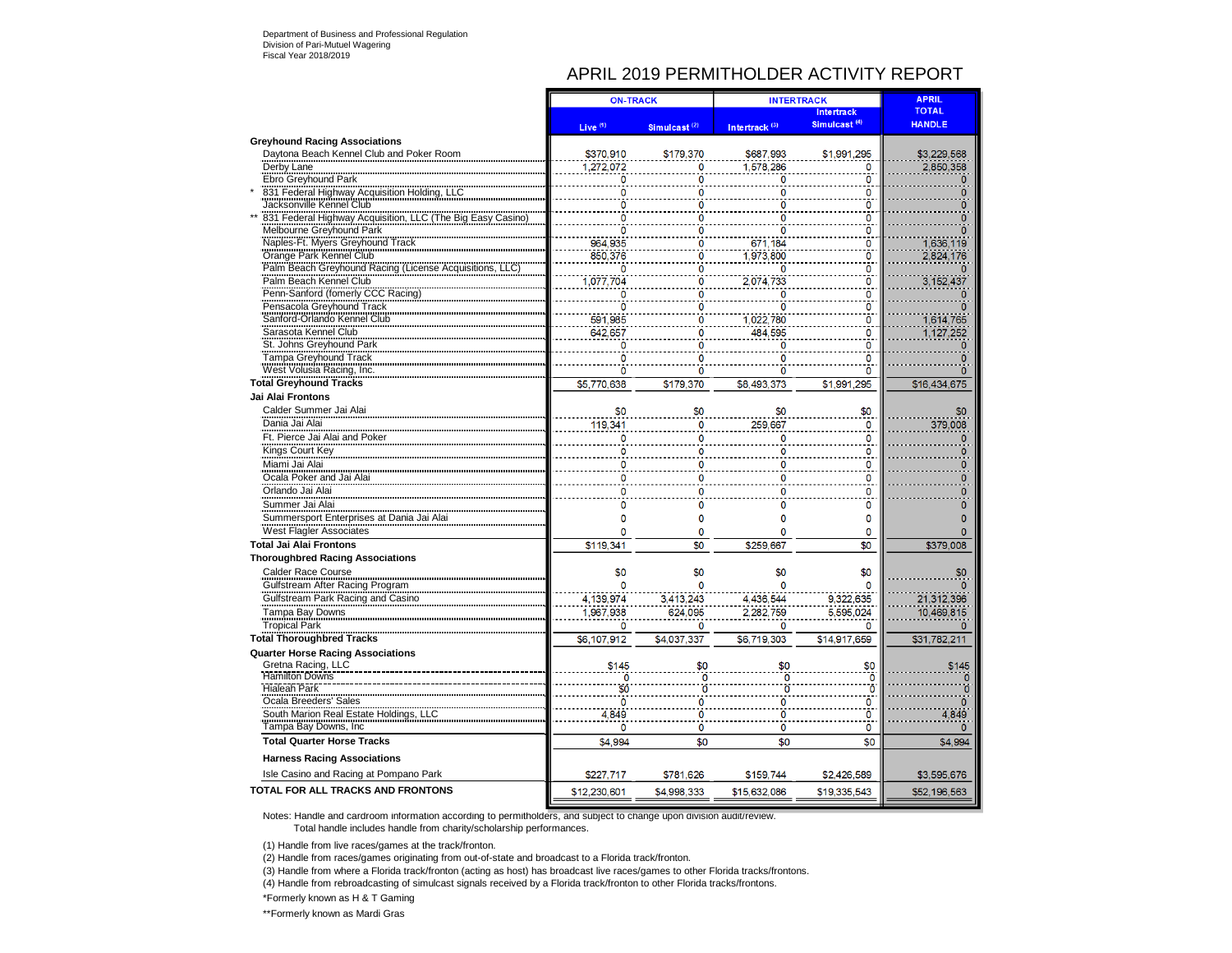Department of Business and Professional Regulation
Division of Pari-Mutuel Wagering
Fiscal Year 2018/2019

# APRIL 2019 PERMITHOLDER ACTIVITY REPORT

| | ON-TRACK | | INTERTRACK | | APRIL TOTAL HANDLE |
|---|---|---|---|---|---|
| | Live (1) | Simulcast (2) | Intertrack (3) | Intertrack Simulcast (4) | |
| **Greyhound Racing Associations** | | | | | |
| Daytona Beach Kennel Club and Poker Room | $370,910 | $179,370 | $687,993 | $1,991,295 | $3,229,568 |
| Derby Lane | 1,272,072 | 0 | 1,578,286 | 0 | 2,850,358 |
| Ebro Greyhound Park | 0 | 0 | 0 | 0 | 0 |
| * 831 Federal Highway Acquisition Holding, LLC | 0 | 0 | 0 | 0 | 0 |
| Jacksonville Kennel Club | 0 | 0 | 0 | 0 | 0 |
| ** 831 Federal Highway Acquisition, LLC (The Big Easy Casino) | 0 | 0 | 0 | 0 | 0 |
| Melbourne Greyhound Park | 0 | 0 | 0 | 0 | 0 |
| Naples-Ft. Myers Greyhound Track | 964,935 | 0 | 671,184 | 0 | 1,636,119 |
| Orange Park Kennel Club | 850,376 | 0 | 1,973,800 | 0 | 2,824,176 |
| Palm Beach Greyhound Racing (License Acquisitions, LLC) | 0 | 0 | 0 | 0 | 0 |
| Palm Beach Kennel Club | 1,077,704 | 0 | 2,074,733 | 0 | 3,152,437 |
| Penn-Sanford (fomerly CCC Racing) | 0 | 0 | 0 | 0 | 0 |
| Pensacola Greyhound Track | 0 | 0 | 0 | 0 | 0 |
| Sanford-Orlando Kennel Club | 591,985 | 0 | 1,022,780 | 0 | 1,614,765 |
| Sarasota Kennel Club | 642,657 | 0 | 484,595 | 0 | 1,127,252 |
| St. Johns Greyhound Park | 0 | 0 | 0 | 0 | 0 |
| Tampa Greyhound Track | 0 | 0 | 0 | 0 | 0 |
| West Volusia Racing, Inc. | 0 | 0 | 0 | 0 | 0 |
| **Total Greyhound Tracks** | $5,770,638 | $179,370 | $8,493,373 | $1,991,295 | $16,434,675 |
| **Jai Alai Frontons** | | | | | |
| Calder Summer Jai Alai | $0 | $0 | $0 | $0 | $0 |
| Dania Jai Alai | 119,341 | 0 | 259,667 | 0 | 379,008 |
| Ft. Pierce Jai Alai and Poker | 0 | 0 | 0 | 0 | 0 |
| Kings Court Key | 0 | 0 | 0 | 0 | 0 |
| Miami Jai Alai | 0 | 0 | 0 | 0 | 0 |
| Ocala Poker and Jai Alai | 0 | 0 | 0 | 0 | 0 |
| Orlando Jai Alai | 0 | 0 | 0 | 0 | 0 |
| Summer Jai Alai | 0 | 0 | 0 | 0 | 0 |
| Summersport Enterprises at Dania Jai Alai | 0 | 0 | 0 | 0 | 0 |
| West Flagler Associates | 0 | 0 | 0 | 0 | 0 |
| **Total Jai Alai Frontons** | $119,341 | $0 | $259,667 | $0 | $379,008 |
| **Thoroughbred Racing Associations** | | | | | |
| Calder Race Course | $0 | $0 | $0 | $0 | $0 |
| Gulfstream After Racing Program | 0 | 0 | 0 | 0 | 0 |
| Gulfstream Park Racing and Casino | 4,139,974 | 3,413,243 | 4,436,544 | 9,322,635 | 21,312,396 |
| Tampa Bay Downs | 1,967,938 | 624,095 | 2,282,759 | 5,595,024 | 10,469,815 |
| Tropical Park | 0 | 0 | 0 | 0 | 0 |
| **Total Thoroughbred Tracks** | $6,107,912 | $4,037,337 | $6,719,303 | $14,917,659 | $31,782,211 |
| **Quarter Horse Racing Associations** | | | | | |
| Gretna Racing, LLC | $145 | $0 | $0 | $0 | $145 |
| Hamilton Downs | 0 | 0 | 0 | 0 | 0 |
| Hialeah Park | $0 | 0 | 0 | 0 | 0 |
| Ocala Breeders' Sales | 0 | 0 | 0 | 0 | 0 |
| South Marion Real Estate Holdings, LLC | 4,849 | 0 | 0 | 0 | 4,849 |
| Tampa Bay Downs, Inc | 0 | 0 | 0 | 0 | 0 |
| **Total Quarter Horse Tracks** | $4,994 | $0 | $0 | $0 | $4,994 |
| **Harness Racing Associations** | | | | | |
| Isle Casino and Racing at Pompano Park | $227,717 | $781,626 | $159,744 | $2,426,589 | $3,595,676 |
| **TOTAL FOR ALL TRACKS AND FRONTONS** | $12,230,601 | $4,998,333 | $15,632,086 | $19,335,543 | $52,196,563 |

Notes: Handle and cardroom information according to permitholders, and subject to change upon division audit/review.
Total handle includes handle from charity/scholarship performances.

(1) Handle from live races/games at the track/fronton.

(2) Handle from races/games originating from out-of-state and broadcast to a Florida track/fronton.

(3) Handle from where a Florida track/fronton (acting as host) has broadcast live races/games to other Florida tracks/frontons.

(4) Handle from rebroadcasting of simulcast signals received by a Florida track/fronton to other Florida tracks/frontons.

*Formerly known as H & T Gaming

**Formerly known as Mardi Gras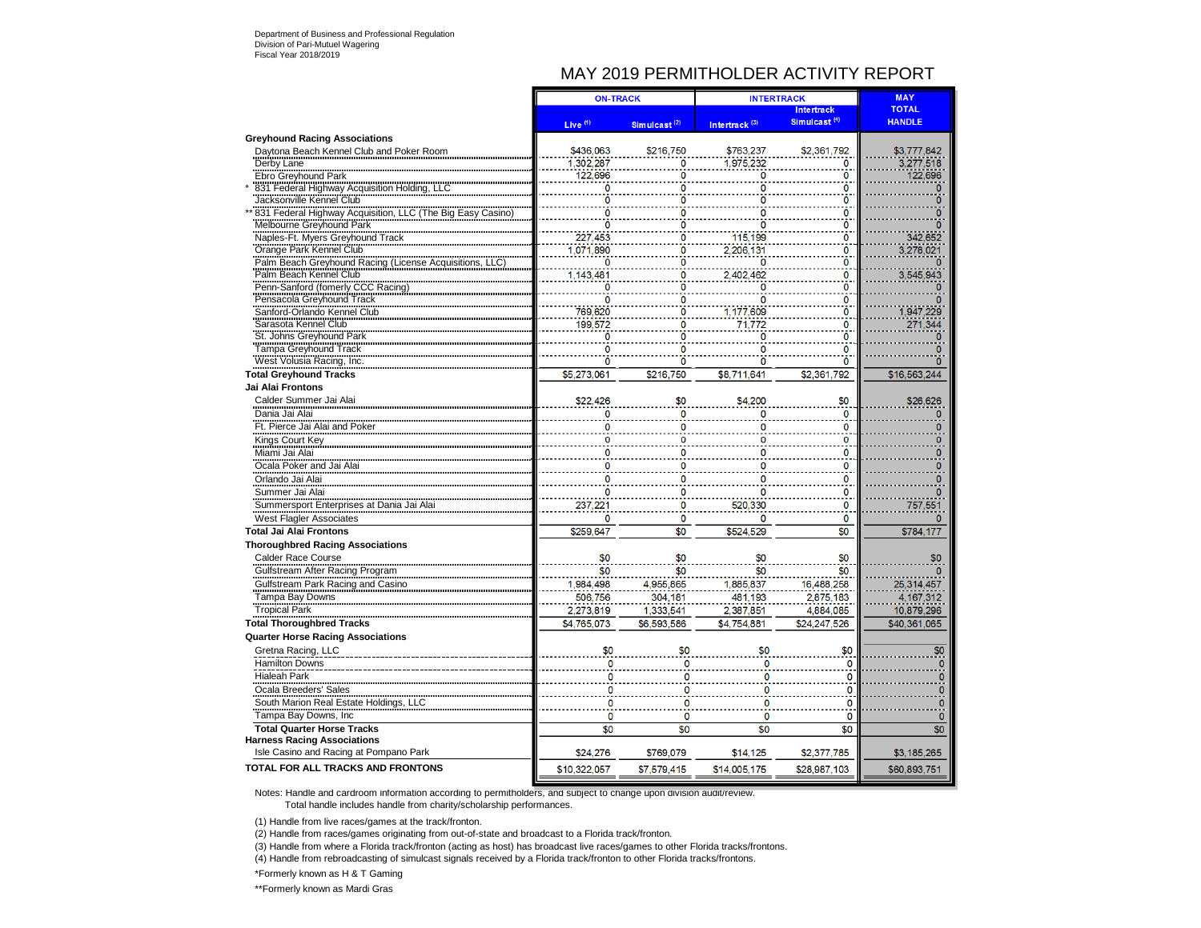Department of Business and Professional Regulation
Division of Pari-Mutuel Wagering
Fiscal Year 2018/2019

# MAY 2019 PERMITHOLDER ACTIVITY REPORT

| | ON-TRACK | | INTERTRACK | | MAY |
|---|---|---|---|---|---|
| | Live [(1)] | Simulcast [(2)] | Intertrack [(3)] | Intertrack Simulcast [(4)] | TOTAL HANDLE |
| **Greyhound Racing Associations** | | | | | |
| Daytona Beach Kennel Club and Poker Room | $436,063 | $216,750 | $763,237 | $2,361,792 | $3,777,842 |
| Derby Lane | 1,302,287 | 0 | 1,975,232 | 0 | 3,277,518 |
| Ebro Greyhound Park | 122,696 | 0 | 0 | 0 | 122,696 |
| * 831 Federal Highway Acquisition Holding, LLC | 0 | 0 | 0 | 0 | 0 |
| Jacksonville Kennel Club | 0 | 0 | 0 | 0 | 0 |
| ** 831 Federal Highway Acquisition, LLC (The Big Easy Casino) | 0 | 0 | 0 | 0 | 0 |
| Melbourne Greyhound Park | 0 | 0 | 0 | 0 | 0 |
| Naples-Ft. Myers Greyhound Track | 227,453 | 0 | 115,199 | 0 | 342,652 |
| Orange Park Kennel Club | 1,071,890 | 0 | 2,206,131 | 0 | 3,278,021 |
| Palm Beach Greyhound Racing (License Acquisitions, LLC) | 0 | 0 | 0 | 0 | 0 |
| Palm Beach Kennel Club | 1,143,481 | 0 | 2,402,462 | 0 | 3,545,943 |
| Penn-Sanford (fomerly CCC Racing) | 0 | 0 | 0 | 0 | 0 |
| Pensacola Greyhound Track | 0 | 0 | 0 | 0 | 0 |
| Sanford-Orlando Kennel Club | 769,620 | 0 | 1,177,609 | 0 | 1,947,229 |
| Sarasota Kennel Club | 199,572 | 0 | 71,772 | 0 | 271,344 |
| St. Johns Greyhound Park | 0 | 0 | 0 | 0 | 0 |
| Tampa Greyhound Track | 0 | 0 | 0 | 0 | 0 |
| West Volusia Racing, Inc. | 0 | 0 | 0 | 0 | 0 |
| **Total Greyhound Tracks** | $5,273,061 | $216,750 | $8,711,641 | $2,361,792 | $16,563,244 |
| **Jai Alai Frontons** | | | | | |
| Calder Summer Jai Alai | $22,426 | $0 | $4,200 | $0 | $26,626 |
| Dania Jai Alai | 0 | 0 | 0 | 0 | 0 |
| Ft. Pierce Jai Alai and Poker | 0 | 0 | 0 | 0 | 0 |
| Kings Court Key | 0 | 0 | 0 | 0 | 0 |
| Miami Jai Alai | 0 | 0 | 0 | 0 | 0 |
| Ocala Poker and Jai Alai | 0 | 0 | 0 | 0 | 0 |
| Orlando Jai Alai | 0 | 0 | 0 | 0 | 0 |
| Summer Jai Alai | 0 | 0 | 0 | 0 | 0 |
| Summersport Enterprises at Dania Jai Alai | 237,221 | 0 | 520,330 | 0 | 757,551 |
| West Flagler Associates | 0 | 0 | 0 | 0 | 0 |
| **Total Jai Alai Frontons** | $259,647 | $0 | $524,529 | $0 | $784,177 |
| **Thoroughbred Racing Associations** | | | | | |
| Calder Race Course | $0 | $0 | $0 | $0 | $0 |
| Gulfstream After Racing Program | $0 | $0 | $0 | $0 | 0 |
| Gulfstream Park Racing and Casino | 1,984,498 | 4,955,865 | 1,885,837 | 16,488,258 | 25,314,457 |
| Tampa Bay Downs | 506,756 | 304,181 | 481,193 | 2,875,183 | 4,167,312 |
| Tropical Park | 2,273,819 | 1,333,541 | 2,387,851 | 4,884,085 | 10,879,296 |
| **Total Thoroughbred Tracks** | $4,765,073 | $6,593,586 | $4,754,881 | $24,247,526 | $40,361,065 |
| **Quarter Horse Racing Associations** | | | | | |
| Gretna Racing, LLC | $0 | $0 | $0 | $0 | $0 |
| Hamilton Downs | 0 | 0 | 0 | 0 | 0 |
| Hialeah Park | 0 | 0 | 0 | 0 | 0 |
| Ocala Breeders' Sales | 0 | 0 | 0 | 0 | 0 |
| South Marion Real Estate Holdings, LLC | 0 | 0 | 0 | 0 | 0 |
| Tampa Bay Downs, Inc | 0 | 0 | 0 | 0 | 0 |
| **Total Quarter Horse Tracks** | $0 | $0 | $0 | $0 | $0 |
| **Harness Racing Associations** | | | | | |
| Isle Casino and Racing at Pompano Park | $24,276 | $769,079 | $14,125 | $2,377,785 | $3,185,265 |
| **TOTAL FOR ALL TRACKS AND FRONTONS** | $10,322,057 | $7,579,415 | $14,005,175 | $28,987,103 | $60,893,751 |

Notes: Handle and cardroom information according to permitholders, and subject to change upon division audit/review.
Total handle includes handle from charity/scholarship performances.

(1) Handle from live races/games at the track/fronton.

(2) Handle from races/games originating from out-of-state and broadcast to a Florida track/fronton.

(3) Handle from where a Florida track/fronton (acting as host) has broadcast live races/games to other Florida tracks/frontons.

(4) Handle from rebroadcasting of simulcast signals received by a Florida track/fronton to other Florida tracks/frontons.

*Formerly known as H & T Gaming

**Formerly known as Mardi Gras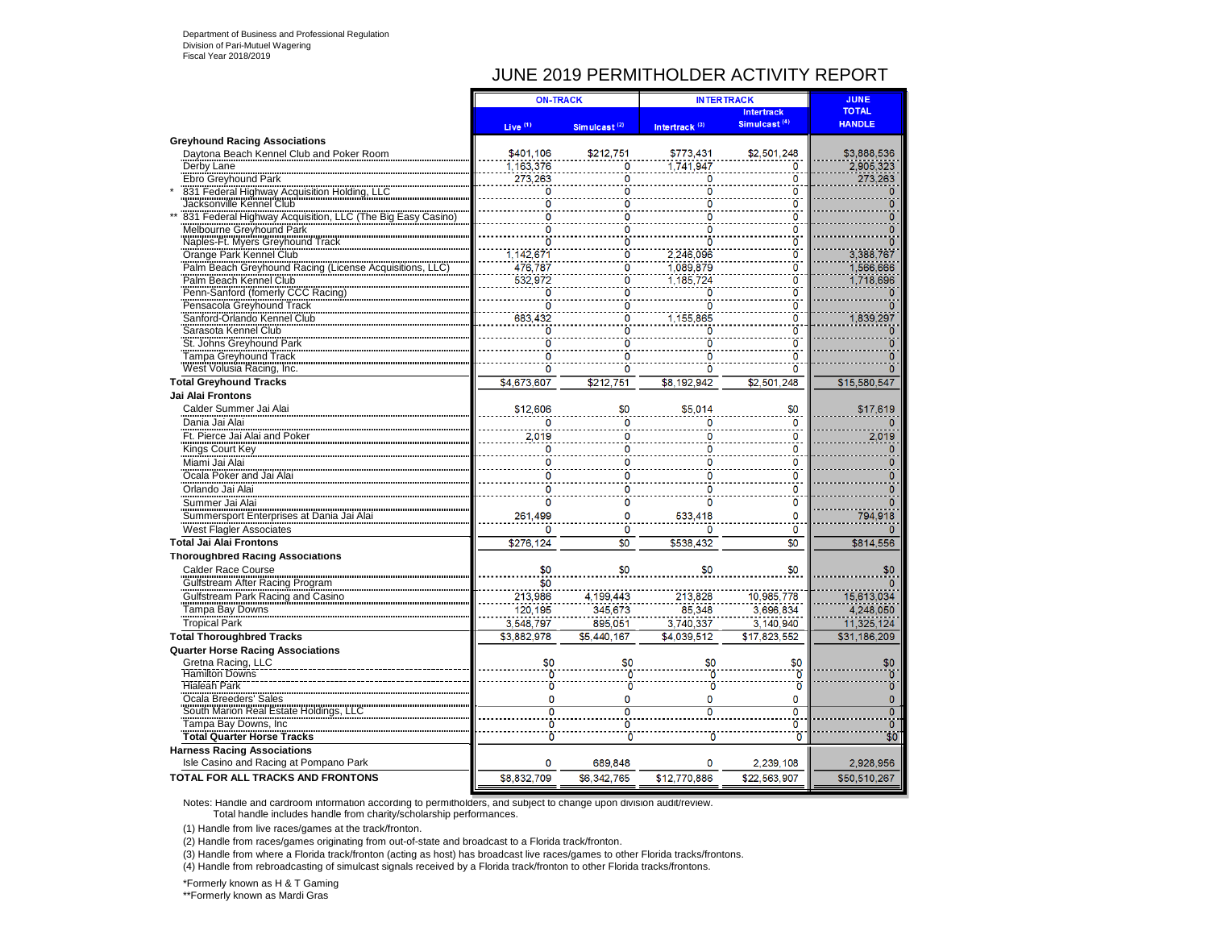Department of Business and Professional Regulation
Division of Pari-Mutuel Wagering
Fiscal Year 2018/2019

# JUNE 2019 PERMITHOLDER ACTIVITY REPORT

| | ON-TRACK | | INTERTRACK | | JUNE TOTAL HANDLE |
|---|---|---|---|---|---|
| | Live [(1)] | Simulcast [(2)] | Intertrack [(3)] | Intertrack Simulcast [(4)] | |
| **Greyhound Racing Associations** | | | | | |
| Daytona Beach Kennel Club and Poker Room | $401,106 | $212,751 | $773,431 | $2,501,248 | $3,888,536 |
| Derby Lane | 1,163,376 | 0 | 1,741,947 | 0 | 2,905,323 |
| Ebro Greyhound Park | 273,263 | 0 | 0 | 0 | 273,263 |
| * 831 Federal Highway Acquisition Holding, LLC | 0 | 0 | 0 | 0 | 0 |
| Jacksonville Kennel Club | 0 | 0 | 0 | 0 | 0 |
| ** 831 Federal Highway Acquisition, LLC (The Big Easy Casino) | 0 | 0 | 0 | 0 | 0 |
| Melbourne Greyhound Park | 0 | 0 | 0 | 0 | 0 |
| Naples-Ft. Myers Greyhound Track | 0 | 0 | 0 | 0 | 0 |
| Orange Park Kennel Club | 1,142,671 | 0 | 2,246,096 | 0 | 3,388,767 |
| Palm Beach Greyhound Racing (License Acquisitions, LLC) | 476,787 | 0 | 1,089,879 | 0 | 1,566,666 |
| Palm Beach Kennel Club | 532,972 | 0 | 1,185,724 | 0 | 1,718,696 |
| Penn-Sanford (fomerly CCC Racing) | 0 | 0 | 0 | 0 | 0 |
| Pensacola Greyhound Track | 0 | 0 | 0 | 0 | 0 |
| Sanford-Orlando Kennel Club | 683,432 | 0 | 1,155,865 | 0 | 1,839,297 |
| Sarasota Kennel Club | 0 | 0 | 0 | 0 | 0 |
| St. Johns Greyhound Park | 0 | 0 | 0 | 0 | 0 |
| Tampa Greyhound Track | 0 | 0 | 0 | 0 | 0 |
| West Volusia Racing, Inc. | 0 | 0 | 0 | 0 | 0 |
| **Total Greyhound Tracks** | $4,673,607 | $212,751 | $8,192,942 | $2,501,248 | $15,580,547 |
| **Jai Alai Frontons** | | | | | |
| Calder Summer Jai Alai | $12,606 | $0 | $5,014 | $0 | $17,619 |
| Dania Jai Alai | 0 | 0 | 0 | 0 | 0 |
| Ft. Pierce Jai Alai and Poker | 2,019 | 0 | 0 | 0 | 2,019 |
| Kings Court Key | 0 | 0 | 0 | 0 | 0 |
| Miami Jai Alai | 0 | 0 | 0 | 0 | 0 |
| Ocala Poker and Jai Alai | 0 | 0 | 0 | 0 | 0 |
| Orlando Jai Alai | 0 | 0 | 0 | 0 | 0 |
| Summer Jai Alai | 0 | 0 | 0 | 0 | 0 |
| Summersport Enterprises at Dania Jai Alai | 261,499 | 0 | 533,418 | 0 | 794,918 |
| West Flagler Associates | 0 | 0 | 0 | 0 | 0 |
| **Total Jai Alai Frontons** | $276,124 | $0 | $538,432 | $0 | $814,556 |
| **Thoroughbred Racing Associations** | | | | | |
| Calder Race Course | $0 | $0 | $0 | $0 | $0 |
| Gulfstream After Racing Program | $0 | | | | 0 |
| Gulfstream Park Racing and Casino | 213,986 | 4,199,443 | 213,828 | 10,985,778 | 15,613,034 |
| Tampa Bay Downs | 120,195 | 345,673 | 85,348 | 3,696,834 | 4,248,050 |
| Tropical Park | 3,548,797 | 895,051 | 3,740,337 | 3,140,940 | 11,325,124 |
| **Total Thoroughbred Tracks** | $3,882,978 | $5,440,167 | $4,039,512 | $17,823,552 | $31,186,209 |
| **Quarter Horse Racing Associations** | | | | | |
| Gretna Racing, LLC | $0 | $0 | $0 | $0 | $0 |
| Hamilton Downs | 0 | 0 | 0 | 0 | 0 |
| Hialeah Park | 0 | 0 | 0 | 0 | 0 |
| Ocala Breeders' Sales | 0 | 0 | 0 | 0 | 0 |
| South Marion Real Estate Holdings, LLC | 0 | 0 | 0 | 0 | 0 |
| Tampa Bay Downs, Inc | 0 | 0 | 0 | 0 | 0 |
| **Total Quarter Horse Tracks** | 0 | 0 | 0 | 0 | $0 |
| **Harness Racing Associations** | | | | | |
| Isle Casino and Racing at Pompano Park | 0 | 689,848 | 0 | 2,239,108 | 2,928,956 |
| **TOTAL FOR ALL TRACKS AND FRONTONS** | $8,832,709 | $6,342,765 | $12,770,886 | $22,563,907 | $50,510,267 |

Notes: Handle and cardroom information according to permitholders, and subject to change upon division audit/review.
Total handle includes handle from charity/scholarship performances.

(1) Handle from live races/games at the track/fronton.

(2) Handle from races/games originating from out-of-state and broadcast to a Florida track/fronton.

(3) Handle from where a Florida track/fronton (acting as host) has broadcast live races/games to other Florida tracks/frontons.

(4) Handle from rebroadcasting of simulcast signals received by a Florida track/fronton to other Florida tracks/frontons.

*Formerly known as H & T Gaming

**Formerly known as Mardi Gras